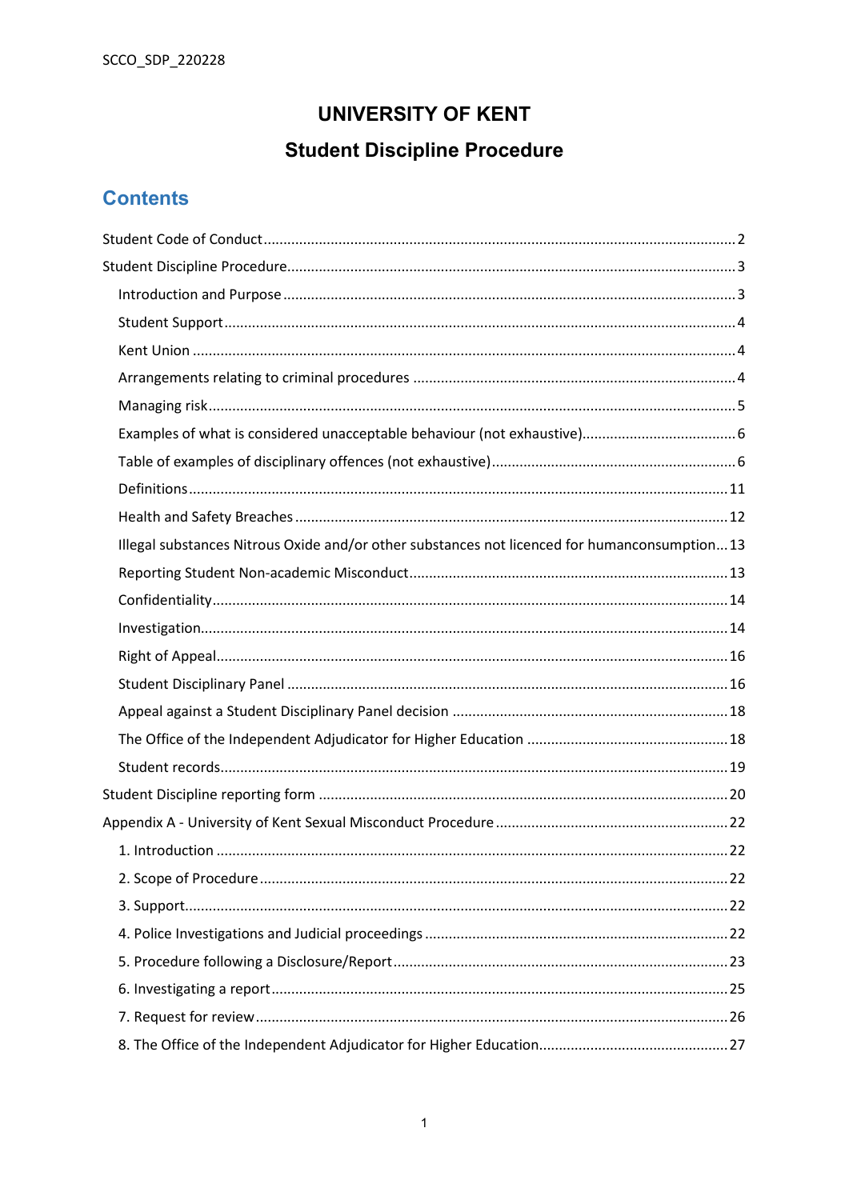SCCO_SDP_220228

# UNIVERSITY OF KENT

# Student Discipline Procedure

## Contents

Student Code of Conduct ..... 2

Student Discipline Procedure ..... 3

- Introduction and Purpose ..... 3
- Student Support ..... 4
- Kent Union ..... 4
- Arrangements relating to criminal procedures ..... 4
- Managing risk ..... 5
- Examples of what is considered unacceptable behaviour (not exhaustive) ..... 6
- Table of examples of disciplinary offences (not exhaustive) ..... 6
- Definitions ..... 11
- Health and Safety Breaches ..... 12
- Illegal substances Nitrous Oxide and/or other substances not licenced for humanconsumption ..... 13
- Reporting Student Non-academic Misconduct ..... 13
- Confidentiality ..... 14
- Investigation ..... 14
- Right of Appeal ..... 16
- Student Disciplinary Panel ..... 16
- Appeal against a Student Disciplinary Panel decision ..... 18
- The Office of the Independent Adjudicator for Higher Education ..... 18
- Student records ..... 19

Student Discipline reporting form ..... 20

Appendix A - University of Kent Sexual Misconduct Procedure ..... 22

- 1. Introduction ..... 22
- 2. Scope of Procedure ..... 22
- 3. Support ..... 22
- 4. Police Investigations and Judicial proceedings ..... 22
- 5. Procedure following a Disclosure/Report ..... 23
- 6. Investigating a report ..... 25
- 7. Request for review ..... 26
- 8. The Office of the Independent Adjudicator for Higher Education ..... 27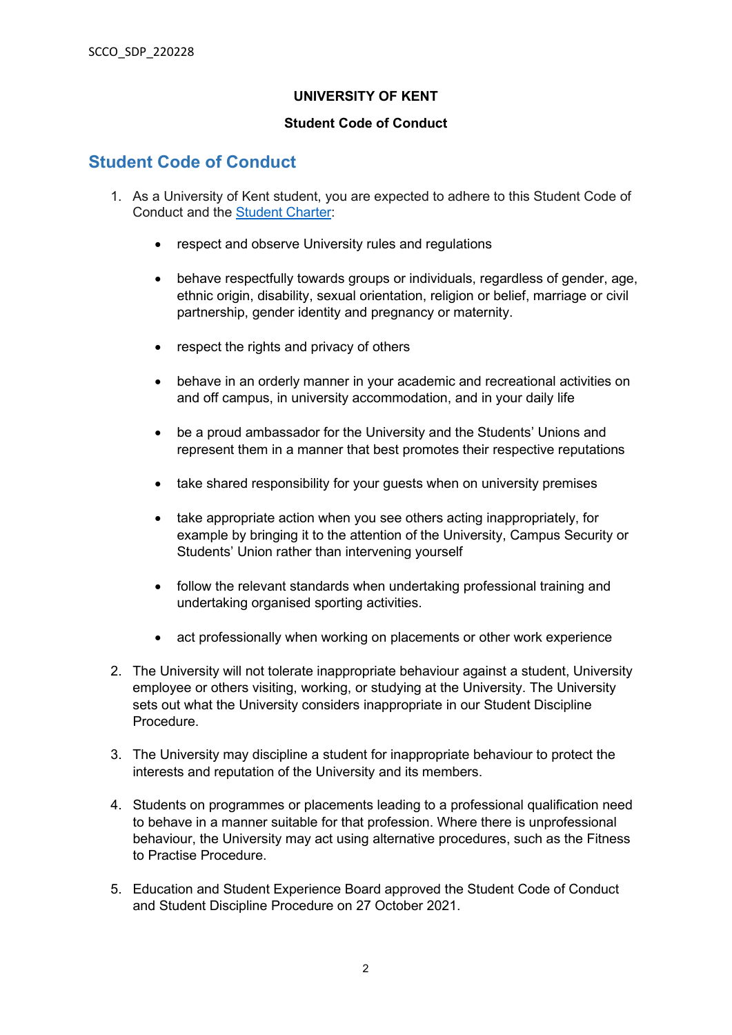**UNIVERSITY OF KENT**

**Student Code of Conduct**

## Student Code of Conduct

1. As a University of Kent student, you are expected to adhere to this Student Code of Conduct and the Student Charter:

    - respect and observe University rules and regulations
    - behave respectfully towards groups or individuals, regardless of gender, age, ethnic origin, disability, sexual orientation, religion or belief, marriage or civil partnership, gender identity and pregnancy or maternity.
    - respect the rights and privacy of others
    - behave in an orderly manner in your academic and recreational activities on and off campus, in university accommodation, and in your daily life
    - be a proud ambassador for the University and the Students' Unions and represent them in a manner that best promotes their respective reputations
    - take shared responsibility for your guests when on university premises
    - take appropriate action when you see others acting inappropriately, for example by bringing it to the attention of the University, Campus Security or Students' Union rather than intervening yourself
    - follow the relevant standards when undertaking professional training and undertaking organised sporting activities.
    - act professionally when working on placements or other work experience

2. The University will not tolerate inappropriate behaviour against a student, University employee or others visiting, working, or studying at the University. The University sets out what the University considers inappropriate in our Student Discipline Procedure.

3. The University may discipline a student for inappropriate behaviour to protect the interests and reputation of the University and its members.

4. Students on programmes or placements leading to a professional qualification need to behave in a manner suitable for that profession. Where there is unprofessional behaviour, the University may act using alternative procedures, such as the Fitness to Practise Procedure.

5. Education and Student Experience Board approved the Student Code of Conduct and Student Discipline Procedure on 27 October 2021.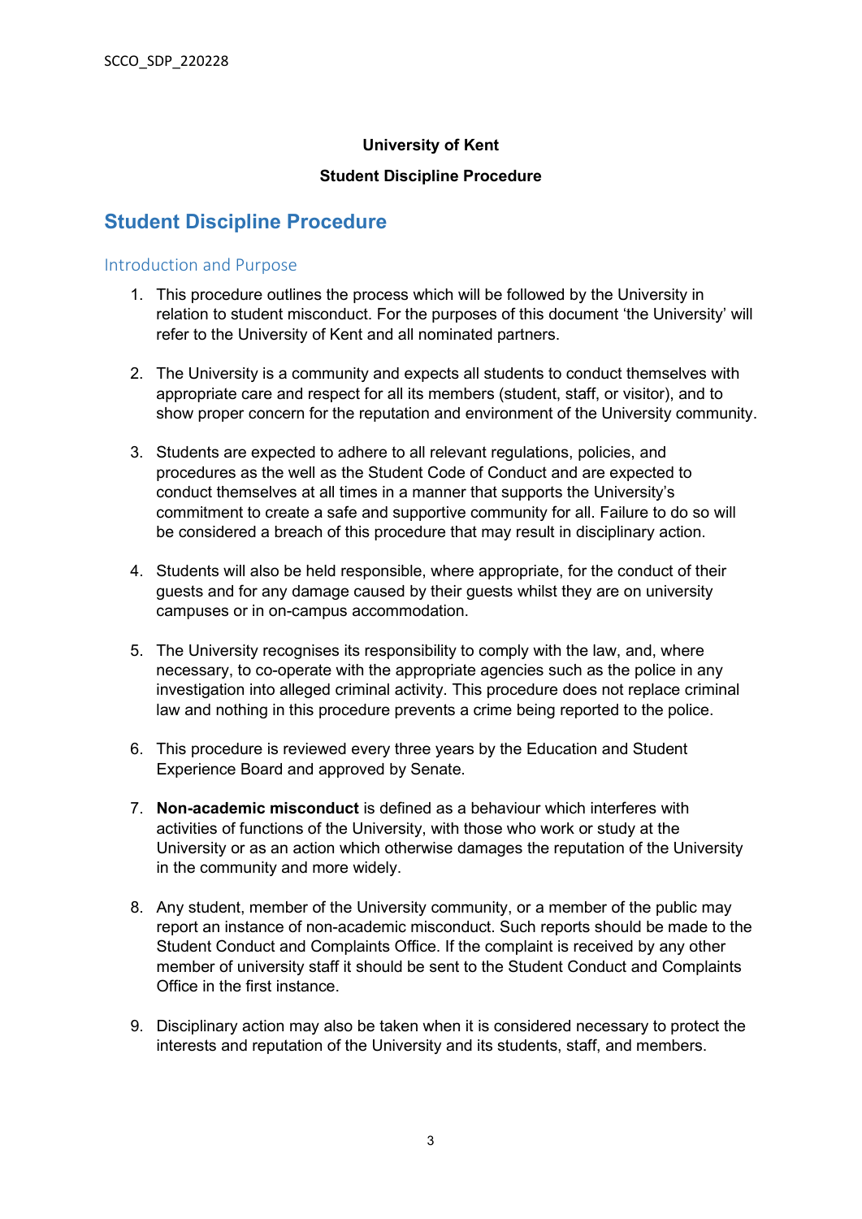**University of Kent**

**Student Discipline Procedure**

# Student Discipline Procedure

## Introduction and Purpose

1. This procedure outlines the process which will be followed by the University in relation to student misconduct. For the purposes of this document 'the University' will refer to the University of Kent and all nominated partners.

2. The University is a community and expects all students to conduct themselves with appropriate care and respect for all its members (student, staff, or visitor), and to show proper concern for the reputation and environment of the University community.

3. Students are expected to adhere to all relevant regulations, policies, and procedures as the well as the Student Code of Conduct and are expected to conduct themselves at all times in a manner that supports the University's commitment to create a safe and supportive community for all. Failure to do so will be considered a breach of this procedure that may result in disciplinary action.

4. Students will also be held responsible, where appropriate, for the conduct of their guests and for any damage caused by their guests whilst they are on university campuses or in on-campus accommodation.

5. The University recognises its responsibility to comply with the law, and, where necessary, to co-operate with the appropriate agencies such as the police in any investigation into alleged criminal activity. This procedure does not replace criminal law and nothing in this procedure prevents a crime being reported to the police.

6. This procedure is reviewed every three years by the Education and Student Experience Board and approved by Senate.

7. **Non-academic misconduct** is defined as a behaviour which interferes with activities of functions of the University, with those who work or study at the University or as an action which otherwise damages the reputation of the University in the community and more widely.

8. Any student, member of the University community, or a member of the public may report an instance of non-academic misconduct. Such reports should be made to the Student Conduct and Complaints Office. If the complaint is received by any other member of university staff it should be sent to the Student Conduct and Complaints Office in the first instance.

9. Disciplinary action may also be taken when it is considered necessary to protect the interests and reputation of the University and its students, staff, and members.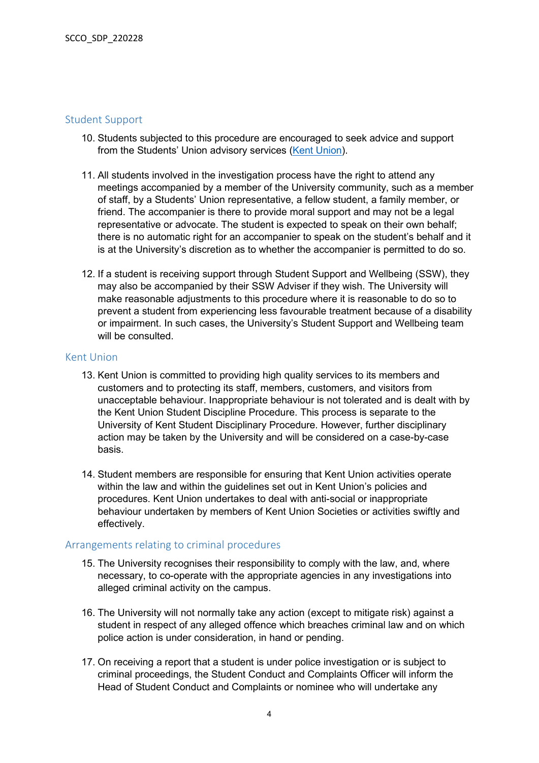## Student Support

10. Students subjected to this procedure are encouraged to seek advice and support from the Students' Union advisory services ([Kent Union](Kent Union)).

11. All students involved in the investigation process have the right to attend any meetings accompanied by a member of the University community, such as a member of staff, by a Students' Union representative, a fellow student, a family member, or friend. The accompanier is there to provide moral support and may not be a legal representative or advocate. The student is expected to speak on their own behalf; there is no automatic right for an accompanier to speak on the student's behalf and it is at the University's discretion as to whether the accompanier is permitted to do so.

12. If a student is receiving support through Student Support and Wellbeing (SSW), they may also be accompanied by their SSW Adviser if they wish. The University will make reasonable adjustments to this procedure where it is reasonable to do so to prevent a student from experiencing less favourable treatment because of a disability or impairment. In such cases, the University's Student Support and Wellbeing team will be consulted.

## Kent Union

13. Kent Union is committed to providing high quality services to its members and customers and to protecting its staff, members, customers, and visitors from unacceptable behaviour. Inappropriate behaviour is not tolerated and is dealt with by the Kent Union Student Discipline Procedure. This process is separate to the University of Kent Student Disciplinary Procedure. However, further disciplinary action may be taken by the University and will be considered on a case-by-case basis.

14. Student members are responsible for ensuring that Kent Union activities operate within the law and within the guidelines set out in Kent Union's policies and procedures. Kent Union undertakes to deal with anti-social or inappropriate behaviour undertaken by members of Kent Union Societies or activities swiftly and effectively.

## Arrangements relating to criminal procedures

15. The University recognises their responsibility to comply with the law, and, where necessary, to co-operate with the appropriate agencies in any investigations into alleged criminal activity on the campus.

16. The University will not normally take any action (except to mitigate risk) against a student in respect of any alleged offence which breaches criminal law and on which police action is under consideration, in hand or pending.

17. On receiving a report that a student is under police investigation or is subject to criminal proceedings, the Student Conduct and Complaints Officer will inform the Head of Student Conduct and Complaints or nominee who will undertake any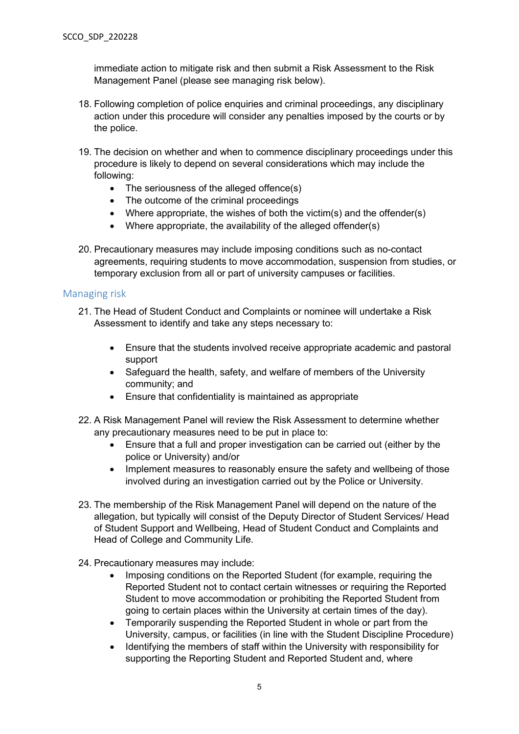immediate action to mitigate risk and then submit a Risk Assessment to the Risk Management Panel (please see managing risk below).

18. Following completion of police enquiries and criminal proceedings, any disciplinary action under this procedure will consider any penalties imposed by the courts or by the police.

19. The decision on whether and when to commence disciplinary proceedings under this procedure is likely to depend on several considerations which may include the following:
    - The seriousness of the alleged offence(s)
    - The outcome of the criminal proceedings
    - Where appropriate, the wishes of both the victim(s) and the offender(s)
    - Where appropriate, the availability of the alleged offender(s)

20. Precautionary measures may include imposing conditions such as no-contact agreements, requiring students to move accommodation, suspension from studies, or temporary exclusion from all or part of university campuses or facilities.

## Managing risk

21. The Head of Student Conduct and Complaints or nominee will undertake a Risk Assessment to identify and take any steps necessary to:

    - Ensure that the students involved receive appropriate academic and pastoral support
    - Safeguard the health, safety, and welfare of members of the University community; and
    - Ensure that confidentiality is maintained as appropriate

22. A Risk Management Panel will review the Risk Assessment to determine whether any precautionary measures need to be put in place to:
    - Ensure that a full and proper investigation can be carried out (either by the police or University) and/or
    - Implement measures to reasonably ensure the safety and wellbeing of those involved during an investigation carried out by the Police or University.

23. The membership of the Risk Management Panel will depend on the nature of the allegation, but typically will consist of the Deputy Director of Student Services/ Head of Student Support and Wellbeing, Head of Student Conduct and Complaints and Head of College and Community Life.

24. Precautionary measures may include:
    - Imposing conditions on the Reported Student (for example, requiring the Reported Student not to contact certain witnesses or requiring the Reported Student to move accommodation or prohibiting the Reported Student from going to certain places within the University at certain times of the day).
    - Temporarily suspending the Reported Student in whole or part from the University, campus, or facilities (in line with the Student Discipline Procedure)
    - Identifying the members of staff within the University with responsibility for supporting the Reporting Student and Reported Student and, where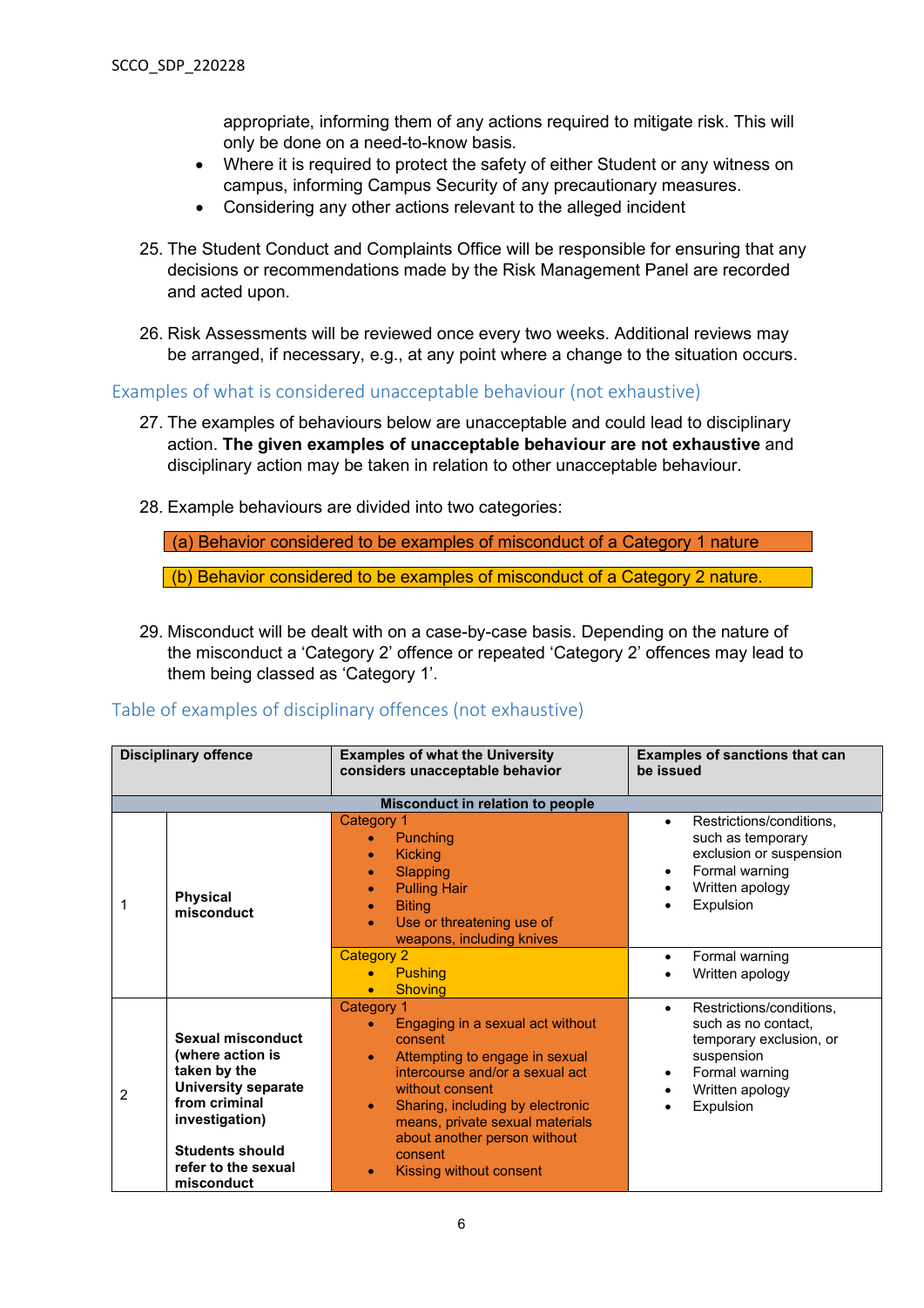appropriate, informing them of any actions required to mitigate risk. This will only be done on a need-to-know basis.

- Where it is required to protect the safety of either Student or any witness on campus, informing Campus Security of any precautionary measures.
- Considering any other actions relevant to the alleged incident

25. The Student Conduct and Complaints Office will be responsible for ensuring that any decisions or recommendations made by the Risk Management Panel are recorded and acted upon.

26. Risk Assessments will be reviewed once every two weeks. Additional reviews may be arranged, if necessary, e.g., at any point where a change to the situation occurs.

## Examples of what is considered unacceptable behaviour (not exhaustive)

27. The examples of behaviours below are unacceptable and could lead to disciplinary action. **The given examples of unacceptable behaviour are not exhaustive** and disciplinary action may be taken in relation to other unacceptable behaviour.

28. Example behaviours are divided into two categories:

(a) Behavior considered to be examples of misconduct of a Category 1 nature

(b) Behavior considered to be examples of misconduct of a Category 2 nature.

29. Misconduct will be dealt with on a case-by-case basis. Depending on the nature of the misconduct a 'Category 2' offence or repeated 'Category 2' offences may lead to them being classed as 'Category 1'.

## Table of examples of disciplinary offences (not exhaustive)

| | Disciplinary offence | Examples of what the University considers unacceptable behavior | Examples of sanctions that can be issued |
|---|---|---|---|
| | | **Misconduct in relation to people** | |
| 1 | **Physical misconduct** | Category 1<br>• Punching<br>• Kicking<br>• Slapping<br>• Pulling Hair<br>• Biting<br>• Use or threatening use of weapons, including knives | • Restrictions/conditions, such as temporary exclusion or suspension<br>• Formal warning<br>• Written apology<br>• Expulsion |
| | | Category 2<br>• Pushing<br>• Shoving | • Formal warning<br>• Written apology |
| 2 | **Sexual misconduct (where action is taken by the University separate from criminal investigation)**<br><br>**Students should refer to the sexual misconduct** | Category 1<br>• Engaging in a sexual act without consent<br>• Attempting to engage in sexual intercourse and/or a sexual act without consent<br>• Sharing, including by electronic means, private sexual materials about another person without consent<br>• Kissing without consent | • Restrictions/conditions, such as no contact, temporary exclusion, or suspension<br>• Formal warning<br>• Written apology<br>• Expulsion |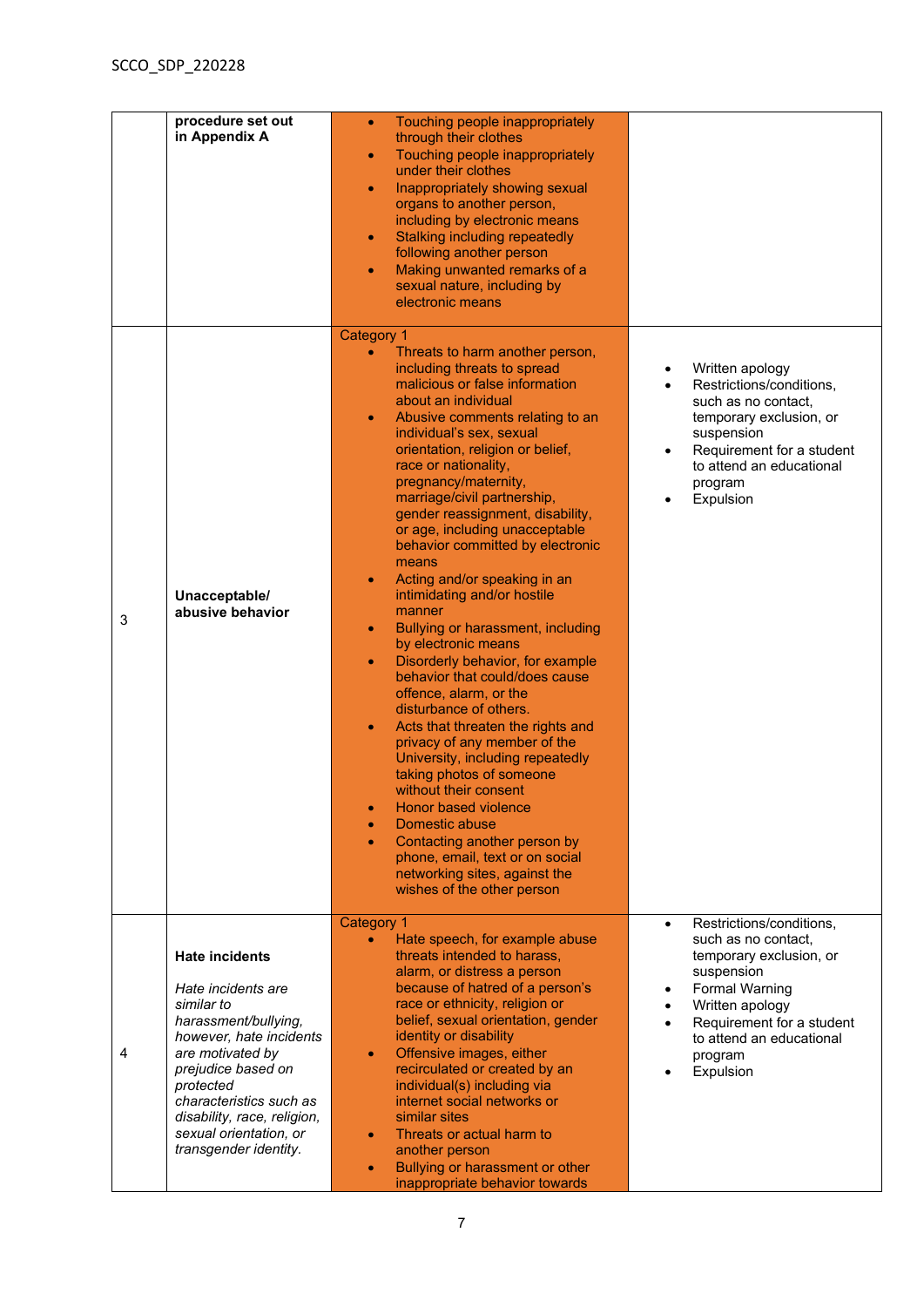| | | | |
|---|---|---|---|
| | **procedure set out in Appendix A** | • Touching people inappropriately through their clothes<br>• Touching people inappropriately under their clothes<br>• Inappropriately showing sexual organs to another person, including by electronic means<br>• Stalking including repeatedly following another person<br>• Making unwanted remarks of a sexual nature, including by electronic means | |
| 3 | **Unacceptable/ abusive behavior** | Category 1<br>• Threats to harm another person, including threats to spread malicious or false information about an individual<br>• Abusive comments relating to an individual's sex, sexual orientation, religion or belief, race or nationality, pregnancy/maternity, marriage/civil partnership, gender reassignment, disability, or age, including unacceptable behavior committed by electronic means<br>• Acting and/or speaking in an intimidating and/or hostile manner<br>• Bullying or harassment, including by electronic means<br>• Disorderly behavior, for example behavior that could/does cause offence, alarm, or the disturbance of others.<br>• Acts that threaten the rights and privacy of any member of the University, including repeatedly taking photos of someone without their consent<br>• Honor based violence<br>• Domestic abuse<br>• Contacting another person by phone, email, text or on social networking sites, against the wishes of the other person | • Written apology<br>• Restrictions/conditions, such as no contact, temporary exclusion, or suspension<br>• Requirement for a student to attend an educational program<br>• Expulsion |
| 4 | **Hate incidents**<br><br>*Hate incidents are similar to harassment/bullying, however, hate incidents are motivated by prejudice based on protected characteristics such as disability, race, religion, sexual orientation, or transgender identity.* | Category 1<br>• Hate speech, for example abuse threats intended to harass, alarm, or distress a person because of hatred of a person's race or ethnicity, religion or belief, sexual orientation, gender identity or disability<br>• Offensive images, either recirculated or created by an individual(s) including via internet social networks or similar sites<br>• Threats or actual harm to another person<br>• Bullying or harassment or other inappropriate behavior towards | • Restrictions/conditions, such as no contact, temporary exclusion, or suspension<br>• Formal Warning<br>• Written apology<br>• Requirement for a student to attend an educational program<br>• Expulsion |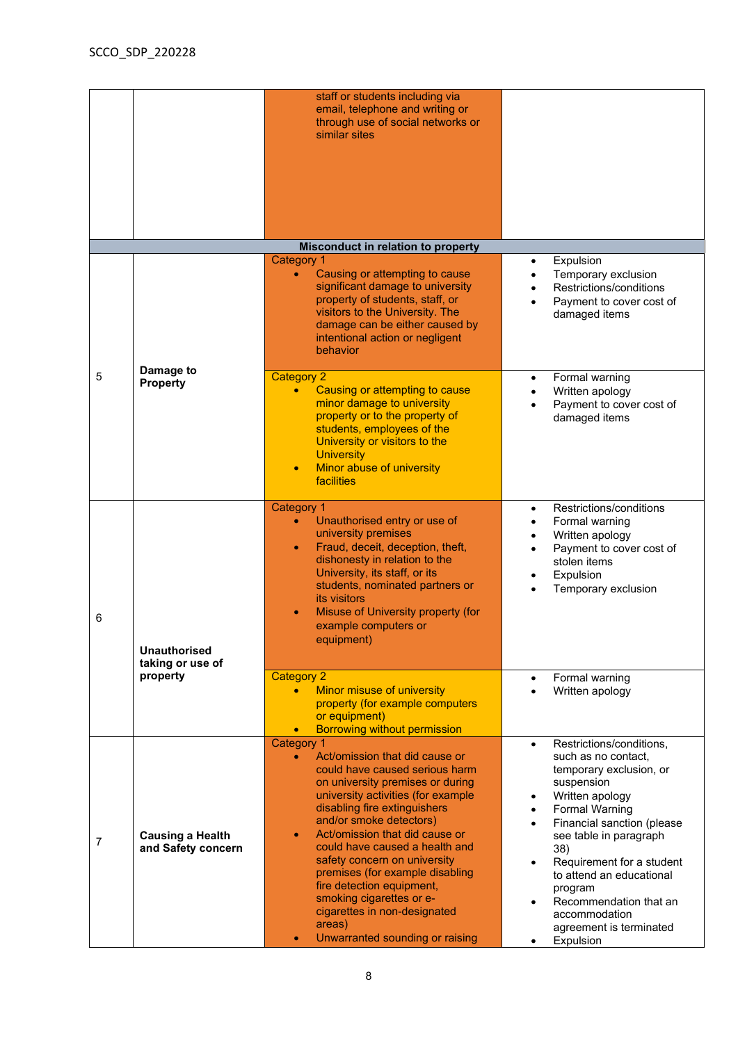| | | | |
|---|---|---|---|
| | | staff or students including via email, telephone and writing or through use of social networks or similar sites | |
| **Misconduct in relation to property** | | | |
| 5 | **Damage to Property** | Category 1<br>• Causing or attempting to cause significant damage to university property of students, staff, or visitors to the University. The damage can be either caused by intentional action or negligent behavior | • Expulsion<br>• Temporary exclusion<br>• Restrictions/conditions<br>• Payment to cover cost of damaged items |
| | | Category 2<br>• Causing or attempting to cause minor damage to university property or to the property of students, employees of the University or visitors to the University<br>• Minor abuse of university facilities | • Formal warning<br>• Written apology<br>• Payment to cover cost of damaged items |
| 6 | **Unauthorised taking or use of property** | Category 1<br>• Unauthorised entry or use of university premises<br>• Fraud, deceit, deception, theft, dishonesty in relation to the University, its staff, or its students, nominated partners or its visitors<br>• Misuse of University property (for example computers or equipment) | • Restrictions/conditions<br>• Formal warning<br>• Written apology<br>• Payment to cover cost of stolen items<br>• Expulsion<br>• Temporary exclusion |
| | | Category 2<br>• Minor misuse of university property (for example computers or equipment)<br>• Borrowing without permission | • Formal warning<br>• Written apology |
| 7 | **Causing a Health and Safety concern** | Category 1<br>• Act/omission that did cause or could have caused serious harm on university premises or during university activities (for example disabling fire extinguishers and/or smoke detectors)<br>• Act/omission that did cause or could have caused a health and safety concern on university premises (for example disabling fire detection equipment, smoking cigarettes or e-cigarettes in non-designated areas)<br>• Unwarranted sounding or raising | • Restrictions/conditions, such as no contact, temporary exclusion, or suspension<br>• Written apology<br>• Formal Warning<br>• Financial sanction (please see table in paragraph 38)<br>• Requirement for a student to attend an educational program<br>• Recommendation that an accommodation agreement is terminated<br>• Expulsion |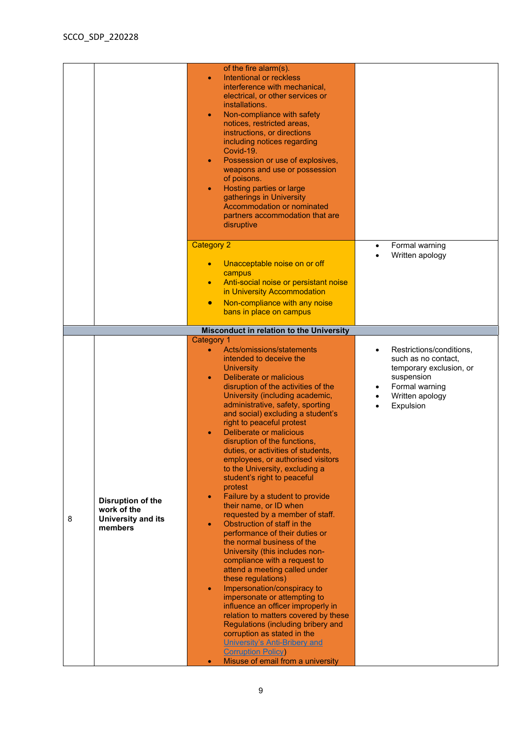| | | | |
|---|---|---|---|
| | | of the fire alarm(s).<br>• Intentional or reckless interference with mechanical, electrical, or other services or installations.<br>• Non-compliance with safety notices, restricted areas, instructions, or directions including notices regarding Covid-19.<br>• Possession or use of explosives, weapons and use or possession of poisons.<br>• Hosting parties or large gatherings in University Accommodation or nominated partners accommodation that are disruptive | |
| | | Category 2<br>• Unacceptable noise on or off campus<br>• Anti-social noise or persistant noise in University Accommodation<br>• Non-compliance with any noise bans in place on campus | • Formal warning<br>• Written apology |
| | | **Misconduct in relation to the University** | |
| 8 | **Disruption of the work of the University and its members** | Category 1<br>• Acts/omissions/statements intended to deceive the University<br>• Deliberate or malicious disruption of the activities of the University (including academic, administrative, safety, sporting and social) excluding a student's right to peaceful protest<br>• Deliberate or malicious disruption of the functions, duties, or activities of students, employees, or authorised visitors to the University, excluding a student's right to peaceful protest<br>• Failure by a student to provide their name, or ID when requested by a member of staff.<br>• Obstruction of staff in the performance of their duties or the normal business of the University (this includes non-compliance with a request to attend a meeting called under these regulations)<br>• Impersonation/conspiracy to impersonate or attempting to influence an officer improperly in relation to matters covered by these Regulations (including bribery and corruption as stated in the University's Anti-Bribery and Corruption Policy)<br>• Misuse of email from a university | • Restrictions/conditions, such as no contact, temporary exclusion, or suspension<br>• Formal warning<br>• Written apology<br>• Expulsion |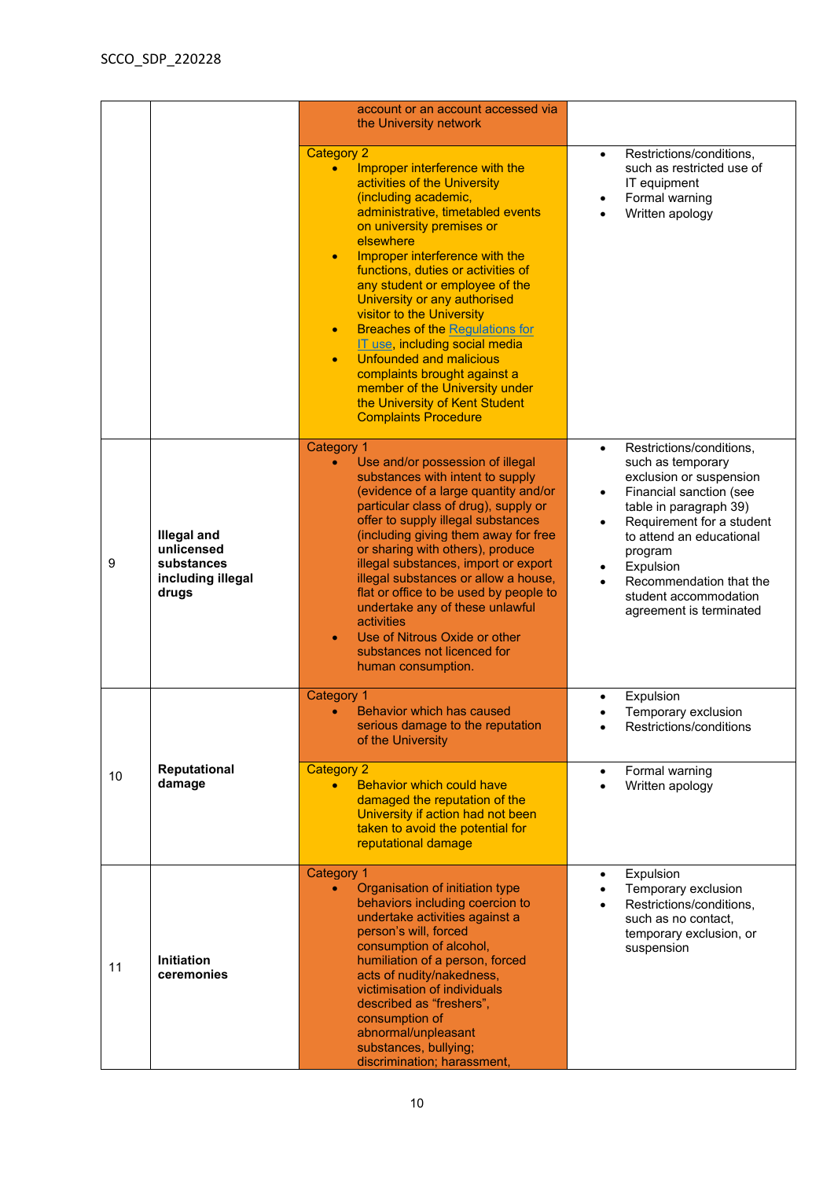| | | | |
|---|---|---|---|
| | | account or an account accessed via the University network | |
| | | Category 2<br>• Improper interference with the activities of the University (including academic, administrative, timetabled events on university premises or elsewhere<br>• Improper interference with the functions, duties or activities of any student or employee of the University or any authorised visitor to the University<br>• Breaches of the Regulations for IT use, including social media<br>• Unfounded and malicious complaints brought against a member of the University under the University of Kent Student Complaints Procedure | • Restrictions/conditions, such as restricted use of IT equipment<br>• Formal warning<br>• Written apology |
| 9 | **Illegal and unlicensed substances including illegal drugs** | Category 1<br>• Use and/or possession of illegal substances with intent to supply (evidence of a large quantity and/or particular class of drug), supply or offer to supply illegal substances (including giving them away for free or sharing with others), produce illegal substances, import or export illegal substances or allow a house, flat or office to be used by people to undertake any of these unlawful activities<br>• Use of Nitrous Oxide or other substances not licenced for human consumption. | • Restrictions/conditions, such as temporary exclusion or suspension<br>• Financial sanction (see table in paragraph 39)<br>• Requirement for a student to attend an educational program<br>• Expulsion<br>• Recommendation that the student accommodation agreement is terminated |
| 10 | **Reputational damage** | Category 1<br>• Behavior which has caused serious damage to the reputation of the University | • Expulsion<br>• Temporary exclusion<br>• Restrictions/conditions |
| | | Category 2<br>• Behavior which could have damaged the reputation of the University if action had not been taken to avoid the potential for reputational damage | • Formal warning<br>• Written apology |
| 11 | **Initiation ceremonies** | Category 1<br>• Organisation of initiation type behaviors including coercion to undertake activities against a person's will, forced consumption of alcohol, humiliation of a person, forced acts of nudity/nakedness, victimisation of individuals described as "freshers", consumption of abnormal/unpleasant substances, bullying; discrimination; harassment, | • Expulsion<br>• Temporary exclusion<br>• Restrictions/conditions, such as no contact, temporary exclusion, or suspension |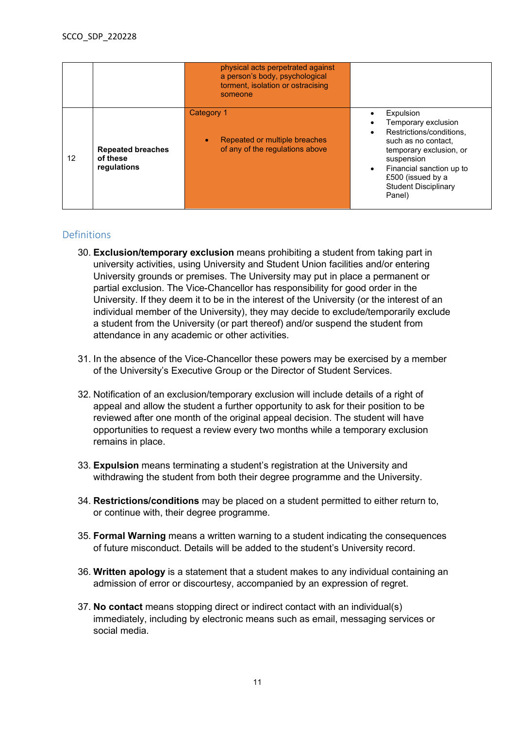| | | | |
|---|---|---|---|
| | | physical acts perpetrated against a person's body, psychological torment, isolation or ostracising someone | |
| 12 | **Repeated breaches of these regulations** | Category 1<br><br>• Repeated or multiple breaches of any of the regulations above | • Expulsion<br>• Temporary exclusion<br>• Restrictions/conditions, such as no contact, temporary exclusion, or suspension<br>• Financial sanction up to £500 (issued by a Student Disciplinary Panel) |

## Definitions

30. **Exclusion/temporary exclusion** means prohibiting a student from taking part in university activities, using University and Student Union facilities and/or entering University grounds or premises. The University may put in place a permanent or partial exclusion. The Vice-Chancellor has responsibility for good order in the University. If they deem it to be in the interest of the University (or the interest of an individual member of the University), they may decide to exclude/temporarily exclude a student from the University (or part thereof) and/or suspend the student from attendance in any academic or other activities.

31. In the absence of the Vice-Chancellor these powers may be exercised by a member of the University's Executive Group or the Director of Student Services.

32. Notification of an exclusion/temporary exclusion will include details of a right of appeal and allow the student a further opportunity to ask for their position to be reviewed after one month of the original appeal decision. The student will have opportunities to request a review every two months while a temporary exclusion remains in place.

33. **Expulsion** means terminating a student's registration at the University and withdrawing the student from both their degree programme and the University.

34. **Restrictions/conditions** may be placed on a student permitted to either return to, or continue with, their degree programme.

35. **Formal Warning** means a written warning to a student indicating the consequences of future misconduct. Details will be added to the student's University record.

36. **Written apology** is a statement that a student makes to any individual containing an admission of error or discourtesy, accompanied by an expression of regret.

37. **No contact** means stopping direct or indirect contact with an individual(s) immediately, including by electronic means such as email, messaging services or social media.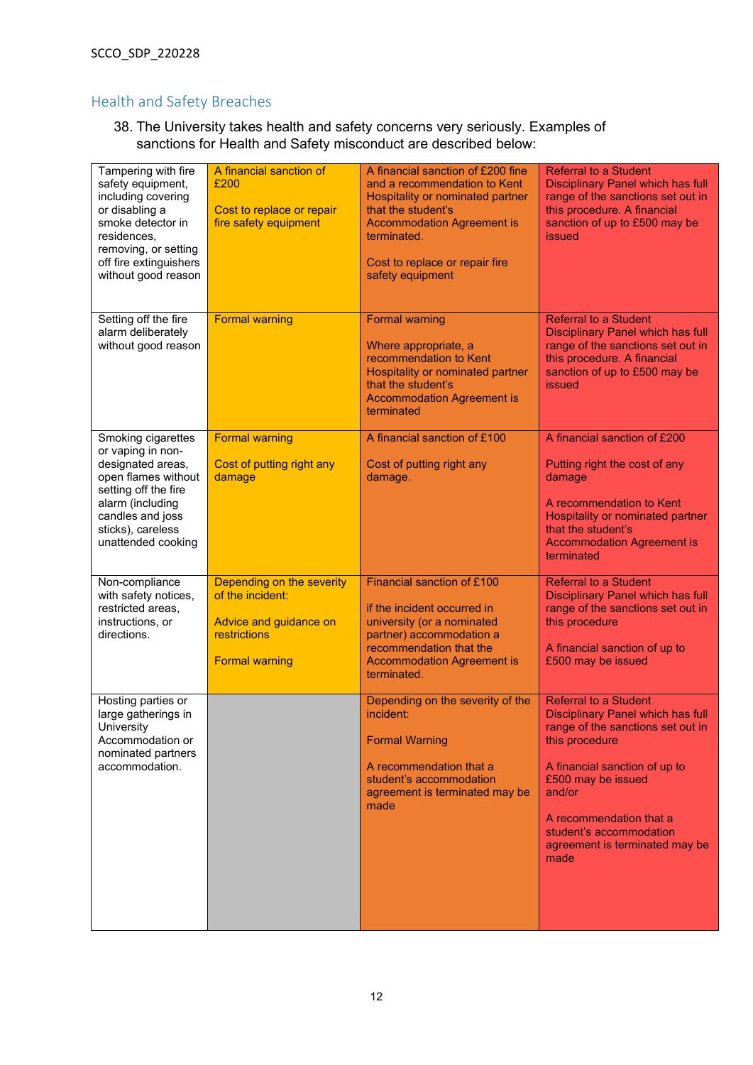## Health and Safety Breaches

38. The University takes health and safety concerns very seriously. Examples of sanctions for Health and Safety misconduct are described below:

| | | | |
|---|---|---|---|
| Tampering with fire safety equipment, including covering or disabling a smoke detector in residences, removing, or setting off fire extinguishers without good reason | A financial sanction of £200<br><br>Cost to replace or repair fire safety equipment | A financial sanction of £200 fine and a recommendation to Kent Hospitality or nominated partner that the student's Accommodation Agreement is terminated.<br><br>Cost to replace or repair fire safety equipment | Referral to a Student Disciplinary Panel which has full range of the sanctions set out in this procedure. A financial sanction of up to £500 may be issued |
| Setting off the fire alarm deliberately without good reason | Formal warning | Formal warning<br><br>Where appropriate, a recommendation to Kent Hospitality or nominated partner that the student's Accommodation Agreement is terminated | Referral to a Student Disciplinary Panel which has full range of the sanctions set out in this procedure. A financial sanction of up to £500 may be issued |
| Smoking cigarettes or vaping in non-designated areas, open flames without setting off the fire alarm (including candles and joss sticks), careless unattended cooking | Formal warning<br><br>Cost of putting right any damage | A financial sanction of £100<br><br>Cost of putting right any damage. | A financial sanction of £200<br><br>Putting right the cost of any damage<br><br>A recommendation to Kent Hospitality or nominated partner that the student's Accommodation Agreement is terminated |
| Non-compliance with safety notices, restricted areas, instructions, or directions. | Depending on the severity of the incident:<br><br>Advice and guidance on restrictions<br><br>Formal warning | Financial sanction of £100<br><br>if the incident occurred in university (or a nominated partner) accommodation a recommendation that the Accommodation Agreement is terminated. | Referral to a Student Disciplinary Panel which has full range of the sanctions set out in this procedure<br><br>A financial sanction of up to £500 may be issued |
| Hosting parties or large gatherings in University Accommodation or nominated partners accommodation. | | Depending on the severity of the incident:<br><br>Formal Warning<br><br>A recommendation that a student's accommodation agreement is terminated may be made | Referral to a Student Disciplinary Panel which has full range of the sanctions set out in this procedure<br><br>A financial sanction of up to £500 may be issued and/or<br><br>A recommendation that a student's accommodation agreement is terminated may be made |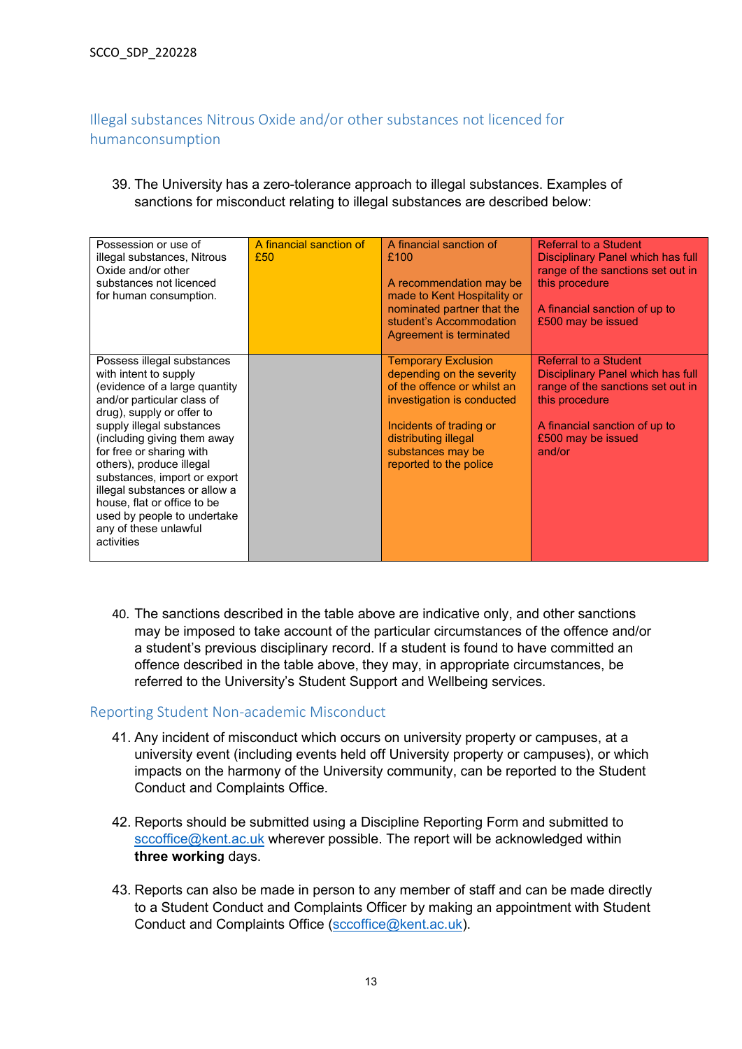## Illegal substances Nitrous Oxide and/or other substances not licenced for humanconsumption

39. The University has a zero-tolerance approach to illegal substances. Examples of sanctions for misconduct relating to illegal substances are described below:

| | | | |
|---|---|---|---|
| Possession or use of illegal substances, Nitrous Oxide and/or other substances not licenced for human consumption. | A financial sanction of £50 | A financial sanction of £100<br><br>A recommendation may be made to Kent Hospitality or nominated partner that the student's Accommodation Agreement is terminated | Referral to a Student Disciplinary Panel which has full range of the sanctions set out in this procedure<br><br>A financial sanction of up to £500 may be issued |
| Possess illegal substances with intent to supply (evidence of a large quantity and/or particular class of drug), supply or offer to supply illegal substances (including giving them away for free or sharing with others), produce illegal substances, import or export illegal substances or allow a house, flat or office to be used by people to undertake any of these unlawful activities | | Temporary Exclusion depending on the severity of the offence or whilst an investigation is conducted<br><br>Incidents of trading or distributing illegal substances may be reported to the police | Referral to a Student Disciplinary Panel which has full range of the sanctions set out in this procedure<br><br>A financial sanction of up to £500 may be issued and/or |

40. The sanctions described in the table above are indicative only, and other sanctions may be imposed to take account of the particular circumstances of the offence and/or a student's previous disciplinary record. If a student is found to have committed an offence described in the table above, they may, in appropriate circumstances, be referred to the University's Student Support and Wellbeing services.

## Reporting Student Non-academic Misconduct

41. Any incident of misconduct which occurs on university property or campuses, at a university event (including events held off University property or campuses), or which impacts on the harmony of the University community, can be reported to the Student Conduct and Complaints Office.

42. Reports should be submitted using a Discipline Reporting Form and submitted to sccoffice@kent.ac.uk wherever possible. The report will be acknowledged within **three working** days.

43. Reports can also be made in person to any member of staff and can be made directly to a Student Conduct and Complaints Officer by making an appointment with Student Conduct and Complaints Office (sccoffice@kent.ac.uk).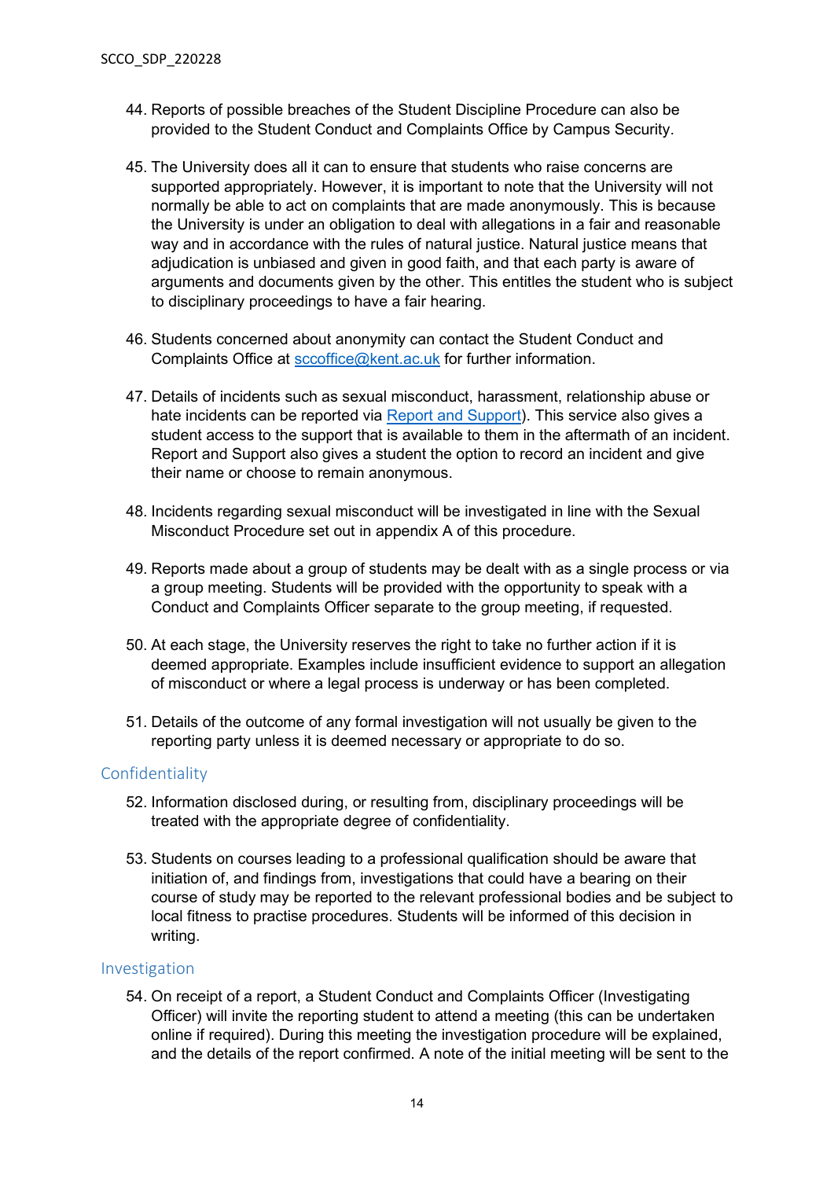44. Reports of possible breaches of the Student Discipline Procedure can also be provided to the Student Conduct and Complaints Office by Campus Security.

45. The University does all it can to ensure that students who raise concerns are supported appropriately. However, it is important to note that the University will not normally be able to act on complaints that are made anonymously. This is because the University is under an obligation to deal with allegations in a fair and reasonable way and in accordance with the rules of natural justice. Natural justice means that adjudication is unbiased and given in good faith, and that each party is aware of arguments and documents given by the other. This entitles the student who is subject to disciplinary proceedings to have a fair hearing.

46. Students concerned about anonymity can contact the Student Conduct and Complaints Office at [sccoffice@kent.ac.uk](mailto:sccoffice@kent.ac.uk) for further information.

47. Details of incidents such as sexual misconduct, harassment, relationship abuse or hate incidents can be reported via [Report and Support](#)). This service also gives a student access to the support that is available to them in the aftermath of an incident. Report and Support also gives a student the option to record an incident and give their name or choose to remain anonymous.

48. Incidents regarding sexual misconduct will be investigated in line with the Sexual Misconduct Procedure set out in appendix A of this procedure.

49. Reports made about a group of students may be dealt with as a single process or via a group meeting. Students will be provided with the opportunity to speak with a Conduct and Complaints Officer separate to the group meeting, if requested.

50. At each stage, the University reserves the right to take no further action if it is deemed appropriate. Examples include insufficient evidence to support an allegation of misconduct or where a legal process is underway or has been completed.

51. Details of the outcome of any formal investigation will not usually be given to the reporting party unless it is deemed necessary or appropriate to do so.

## Confidentiality

52. Information disclosed during, or resulting from, disciplinary proceedings will be treated with the appropriate degree of confidentiality.

53. Students on courses leading to a professional qualification should be aware that initiation of, and findings from, investigations that could have a bearing on their course of study may be reported to the relevant professional bodies and be subject to local fitness to practise procedures. Students will be informed of this decision in writing.

## Investigation

54. On receipt of a report, a Student Conduct and Complaints Officer (Investigating Officer) will invite the reporting student to attend a meeting (this can be undertaken online if required). During this meeting the investigation procedure will be explained, and the details of the report confirmed. A note of the initial meeting will be sent to the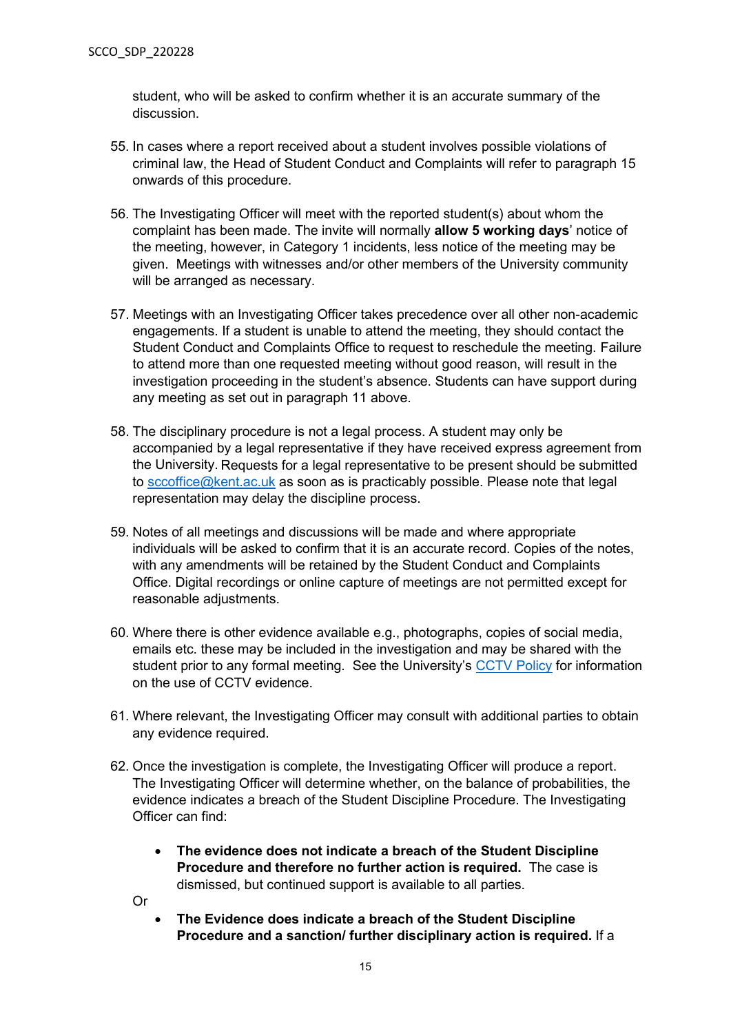student, who will be asked to confirm whether it is an accurate summary of the discussion.

55. In cases where a report received about a student involves possible violations of criminal law, the Head of Student Conduct and Complaints will refer to paragraph 15 onwards of this procedure.

56. The Investigating Officer will meet with the reported student(s) about whom the complaint has been made. The invite will normally **allow 5 working days**' notice of the meeting, however, in Category 1 incidents, less notice of the meeting may be given. Meetings with witnesses and/or other members of the University community will be arranged as necessary.

57. Meetings with an Investigating Officer takes precedence over all other non-academic engagements. If a student is unable to attend the meeting, they should contact the Student Conduct and Complaints Office to request to reschedule the meeting. Failure to attend more than one requested meeting without good reason, will result in the investigation proceeding in the student's absence. Students can have support during any meeting as set out in paragraph 11 above.

58. The disciplinary procedure is not a legal process. A student may only be accompanied by a legal representative if they have received express agreement from the University. Requests for a legal representative to be present should be submitted to [sccoffice@kent.ac.uk](mailto:sccoffice@kent.ac.uk) as soon as is practicably possible. Please note that legal representation may delay the discipline process.

59. Notes of all meetings and discussions will be made and where appropriate individuals will be asked to confirm that it is an accurate record. Copies of the notes, with any amendments will be retained by the Student Conduct and Complaints Office. Digital recordings or online capture of meetings are not permitted except for reasonable adjustments.

60. Where there is other evidence available e.g., photographs, copies of social media, emails etc. these may be included in the investigation and may be shared with the student prior to any formal meeting. See the University's CCTV Policy for information on the use of CCTV evidence.

61. Where relevant, the Investigating Officer may consult with additional parties to obtain any evidence required.

62. Once the investigation is complete, the Investigating Officer will produce a report. The Investigating Officer will determine whether, on the balance of probabilities, the evidence indicates a breach of the Student Discipline Procedure. The Investigating Officer can find:

    - **The evidence does not indicate a breach of the Student Discipline Procedure and therefore no further action is required.** The case is dismissed, but continued support is available to all parties.

    Or

    - **The Evidence does indicate a breach of the Student Discipline Procedure and a sanction/ further disciplinary action is required.** If a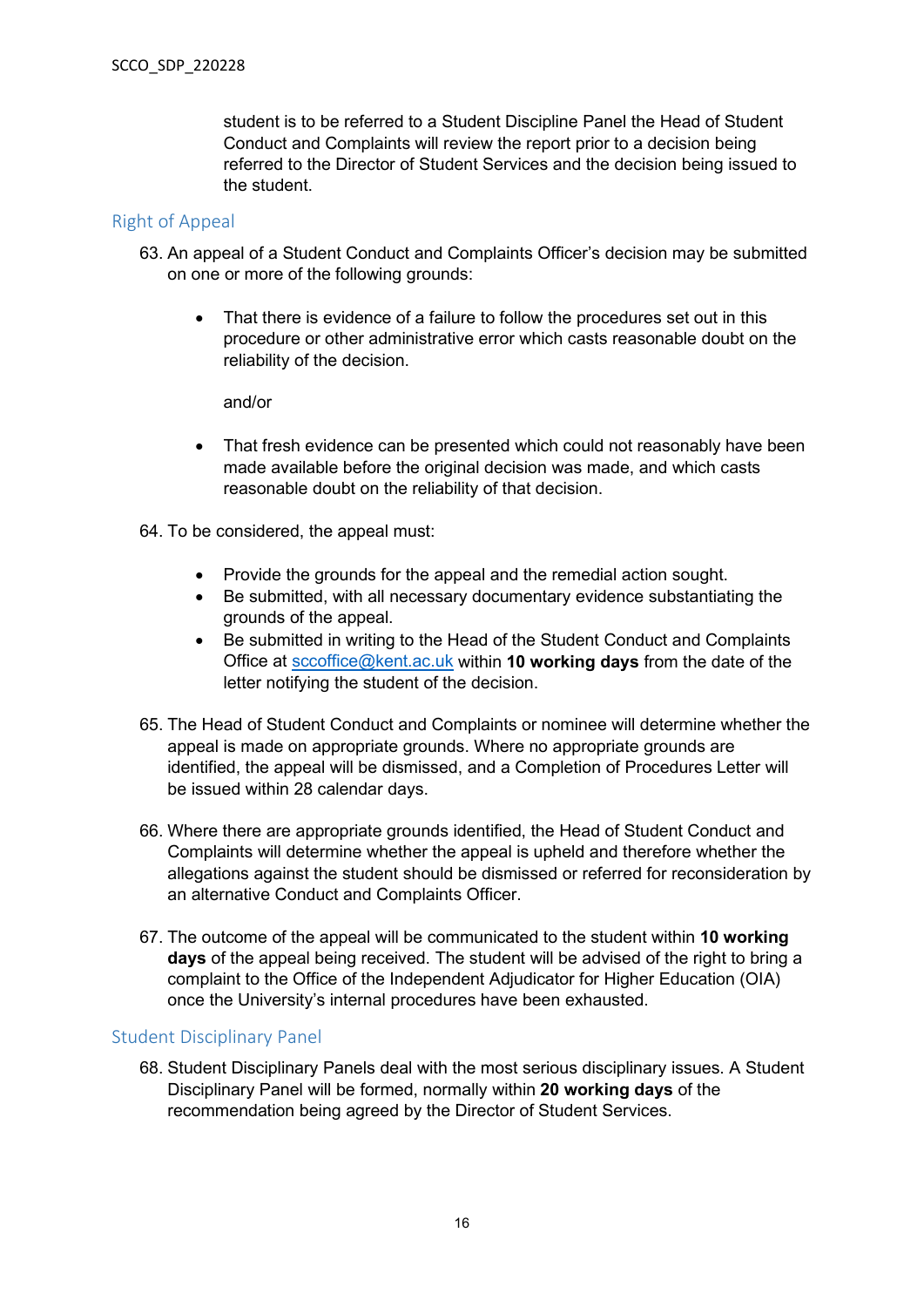student is to be referred to a Student Discipline Panel the Head of Student Conduct and Complaints will review the report prior to a decision being referred to the Director of Student Services and the decision being issued to the student.

## Right of Appeal

63. An appeal of a Student Conduct and Complaints Officer's decision may be submitted on one or more of the following grounds:

    - That there is evidence of a failure to follow the procedures set out in this procedure or other administrative error which casts reasonable doubt on the reliability of the decision.

      and/or

    - That fresh evidence can be presented which could not reasonably have been made available before the original decision was made, and which casts reasonable doubt on the reliability of that decision.

64. To be considered, the appeal must:

    - Provide the grounds for the appeal and the remedial action sought.
    - Be submitted, with all necessary documentary evidence substantiating the grounds of the appeal.
    - Be submitted in writing to the Head of the Student Conduct and Complaints Office at sccoffice@kent.ac.uk within **10 working days** from the date of the letter notifying the student of the decision.

65. The Head of Student Conduct and Complaints or nominee will determine whether the appeal is made on appropriate grounds. Where no appropriate grounds are identified, the appeal will be dismissed, and a Completion of Procedures Letter will be issued within 28 calendar days.

66. Where there are appropriate grounds identified, the Head of Student Conduct and Complaints will determine whether the appeal is upheld and therefore whether the allegations against the student should be dismissed or referred for reconsideration by an alternative Conduct and Complaints Officer.

67. The outcome of the appeal will be communicated to the student within **10 working days** of the appeal being received. The student will be advised of the right to bring a complaint to the Office of the Independent Adjudicator for Higher Education (OIA) once the University's internal procedures have been exhausted.

## Student Disciplinary Panel

68. Student Disciplinary Panels deal with the most serious disciplinary issues. A Student Disciplinary Panel will be formed, normally within **20 working days** of the recommendation being agreed by the Director of Student Services.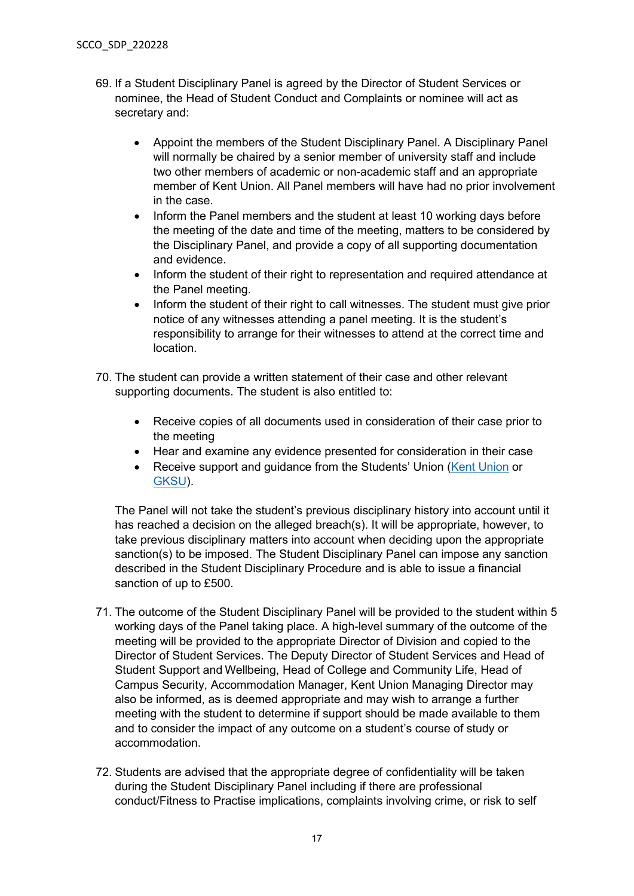69. If a Student Disciplinary Panel is agreed by the Director of Student Services or nominee, the Head of Student Conduct and Complaints or nominee will act as secretary and:

    - Appoint the members of the Student Disciplinary Panel. A Disciplinary Panel will normally be chaired by a senior member of university staff and include two other members of academic or non-academic staff and an appropriate member of Kent Union. All Panel members will have had no prior involvement in the case.
    - Inform the Panel members and the student at least 10 working days before the meeting of the date and time of the meeting, matters to be considered by the Disciplinary Panel, and provide a copy of all supporting documentation and evidence.
    - Inform the student of their right to representation and required attendance at the Panel meeting.
    - Inform the student of their right to call witnesses. The student must give prior notice of any witnesses attending a panel meeting. It is the student's responsibility to arrange for their witnesses to attend at the correct time and location.

70. The student can provide a written statement of their case and other relevant supporting documents. The student is also entitled to:

    - Receive copies of all documents used in consideration of their case prior to the meeting
    - Hear and examine any evidence presented for consideration in their case
    - Receive support and guidance from the Students' Union (Kent Union or GKSU).

    The Panel will not take the student's previous disciplinary history into account until it has reached a decision on the alleged breach(s). It will be appropriate, however, to take previous disciplinary matters into account when deciding upon the appropriate sanction(s) to be imposed. The Student Disciplinary Panel can impose any sanction described in the Student Disciplinary Procedure and is able to issue a financial sanction of up to £500.

71. The outcome of the Student Disciplinary Panel will be provided to the student within 5 working days of the Panel taking place. A high-level summary of the outcome of the meeting will be provided to the appropriate Director of Division and copied to the Director of Student Services. The Deputy Director of Student Services and Head of Student Support and Wellbeing, Head of College and Community Life, Head of Campus Security, Accommodation Manager, Kent Union Managing Director may also be informed, as is deemed appropriate and may wish to arrange a further meeting with the student to determine if support should be made available to them and to consider the impact of any outcome on a student's course of study or accommodation.

72. Students are advised that the appropriate degree of confidentiality will be taken during the Student Disciplinary Panel including if there are professional conduct/Fitness to Practise implications, complaints involving crime, or risk to self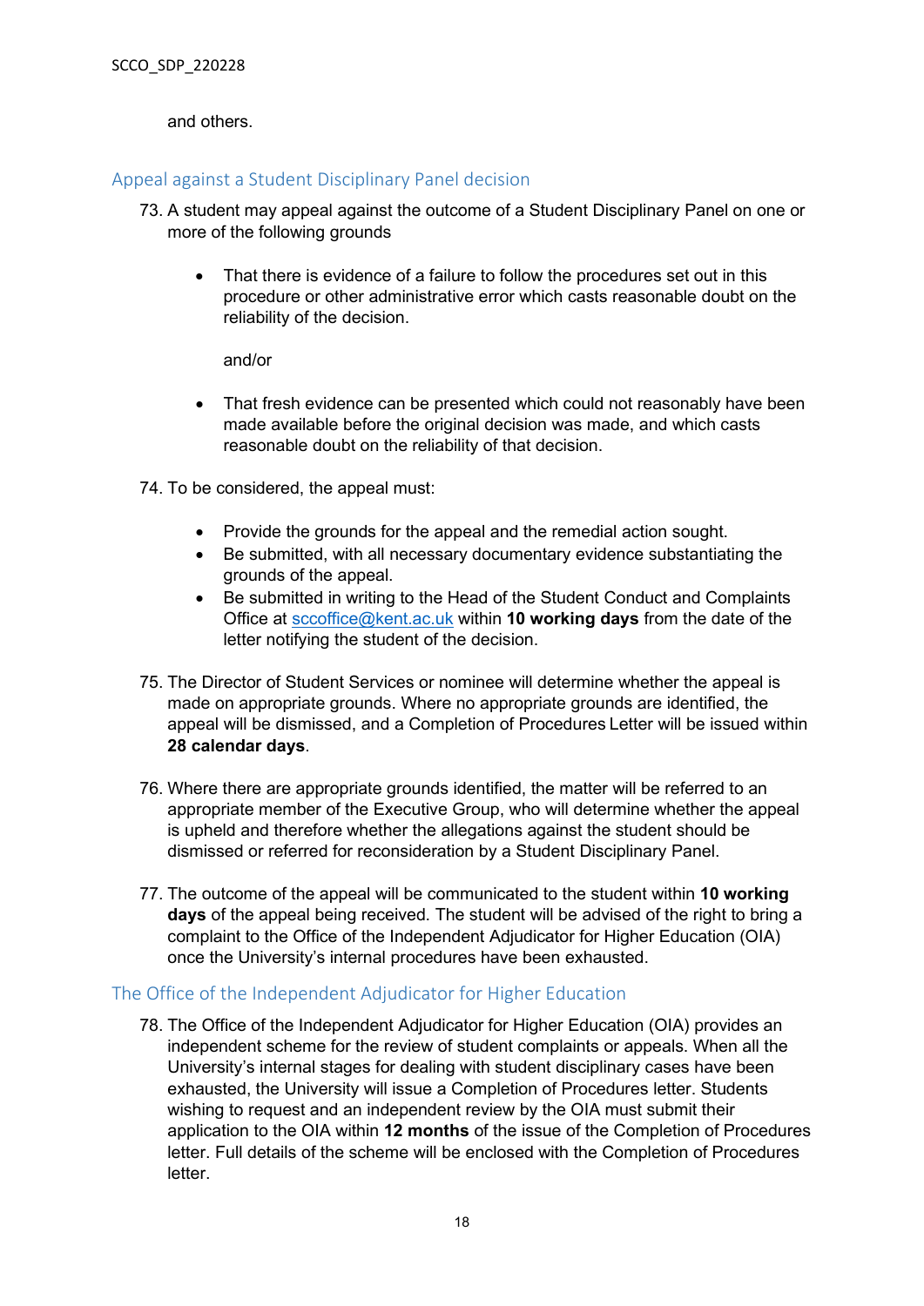and others.

## Appeal against a Student Disciplinary Panel decision

73. A student may appeal against the outcome of a Student Disciplinary Panel on one or more of the following grounds

    - That there is evidence of a failure to follow the procedures set out in this procedure or other administrative error which casts reasonable doubt on the reliability of the decision.

      and/or

    - That fresh evidence can be presented which could not reasonably have been made available before the original decision was made, and which casts reasonable doubt on the reliability of that decision.

74. To be considered, the appeal must:

    - Provide the grounds for the appeal and the remedial action sought.
    - Be submitted, with all necessary documentary evidence substantiating the grounds of the appeal.
    - Be submitted in writing to the Head of the Student Conduct and Complaints Office at sccoffice@kent.ac.uk within **10 working days** from the date of the letter notifying the student of the decision.

75. The Director of Student Services or nominee will determine whether the appeal is made on appropriate grounds. Where no appropriate grounds are identified, the appeal will be dismissed, and a Completion of Procedures Letter will be issued within **28 calendar days**.

76. Where there are appropriate grounds identified, the matter will be referred to an appropriate member of the Executive Group, who will determine whether the appeal is upheld and therefore whether the allegations against the student should be dismissed or referred for reconsideration by a Student Disciplinary Panel.

77. The outcome of the appeal will be communicated to the student within **10 working days** of the appeal being received. The student will be advised of the right to bring a complaint to the Office of the Independent Adjudicator for Higher Education (OIA) once the University's internal procedures have been exhausted.

## The Office of the Independent Adjudicator for Higher Education

78. The Office of the Independent Adjudicator for Higher Education (OIA) provides an independent scheme for the review of student complaints or appeals. When all the University's internal stages for dealing with student disciplinary cases have been exhausted, the University will issue a Completion of Procedures letter. Students wishing to request and an independent review by the OIA must submit their application to the OIA within **12 months** of the issue of the Completion of Procedures letter. Full details of the scheme will be enclosed with the Completion of Procedures letter.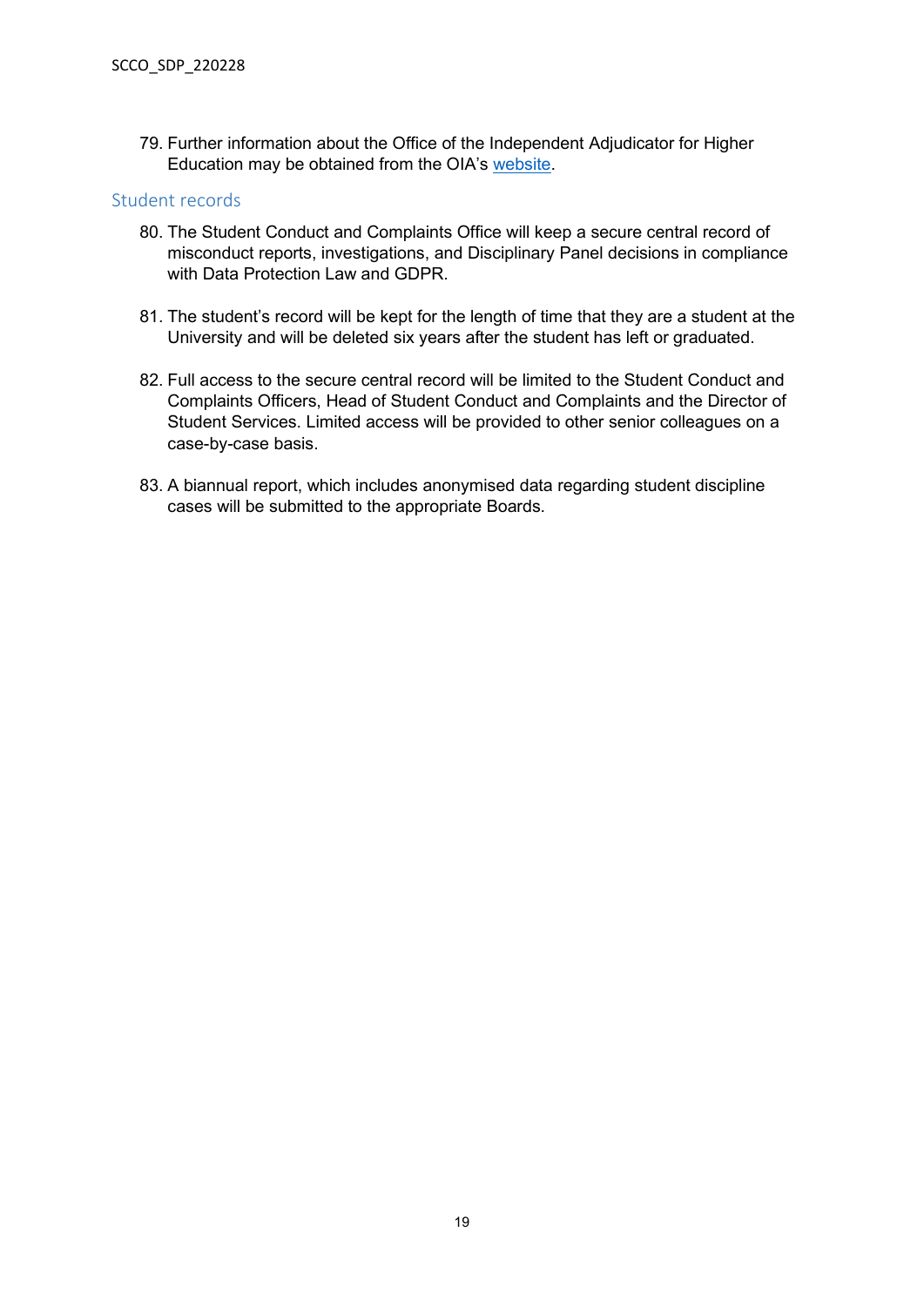79. Further information about the Office of the Independent Adjudicator for Higher Education may be obtained from the OIA's website.

## Student records

80. The Student Conduct and Complaints Office will keep a secure central record of misconduct reports, investigations, and Disciplinary Panel decisions in compliance with Data Protection Law and GDPR.

81. The student's record will be kept for the length of time that they are a student at the University and will be deleted six years after the student has left or graduated.

82. Full access to the secure central record will be limited to the Student Conduct and Complaints Officers, Head of Student Conduct and Complaints and the Director of Student Services. Limited access will be provided to other senior colleagues on a case-by-case basis.

83. A biannual report, which includes anonymised data regarding student discipline cases will be submitted to the appropriate Boards.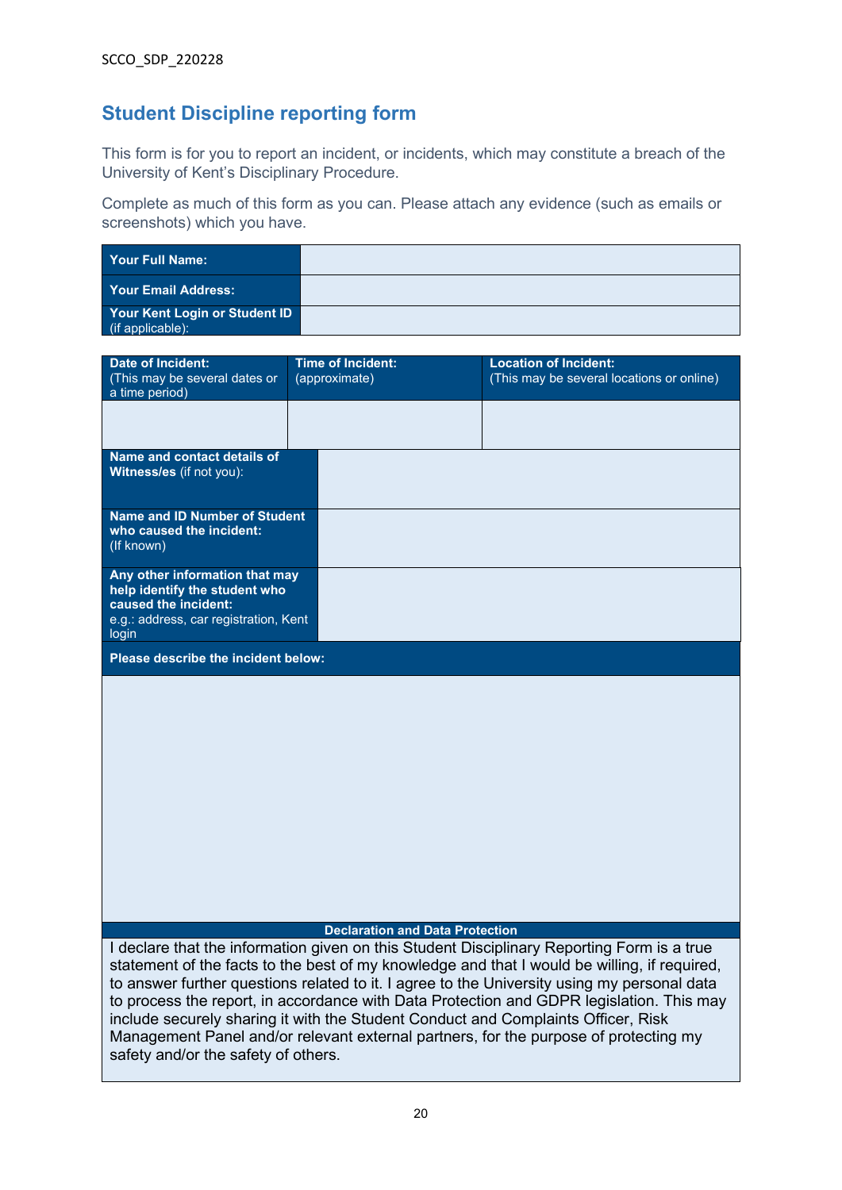## Student Discipline reporting form

This form is for you to report an incident, or incidents, which may constitute a breach of the University of Kent's Disciplinary Procedure.

Complete as much of this form as you can. Please attach any evidence (such as emails or screenshots) which you have.

| | |
|---|---|
| **Your Full Name:** | |
| **Your Email Address:** | |
| **Your Kent Login or Student ID** (if applicable): | |

| **Date of Incident:** (This may be several dates or a time period) | **Time of Incident:** (approximate) | **Location of Incident:** (This may be several locations or online) |
|---|---|---|
| | | |

| | |
|---|---|
| **Name and contact details of Witness/es** (if not you): | |
| **Name and ID Number of Student who caused the incident:** (If known) | |
| **Any other information that may help identify the student who caused the incident:** e.g.: address, car registration, Kent login | |

| **Please describe the incident below:** |
|---|
| |

| **Declaration and Data Protection** |
|---|
| I declare that the information given on this Student Disciplinary Reporting Form is a true statement of the facts to the best of my knowledge and that I would be willing, if required, to answer further questions related to it. I agree to the University using my personal data to process the report, in accordance with Data Protection and GDPR legislation. This may include securely sharing it with the Student Conduct and Complaints Officer, Risk Management Panel and/or relevant external partners, for the purpose of protecting my safety and/or the safety of others. |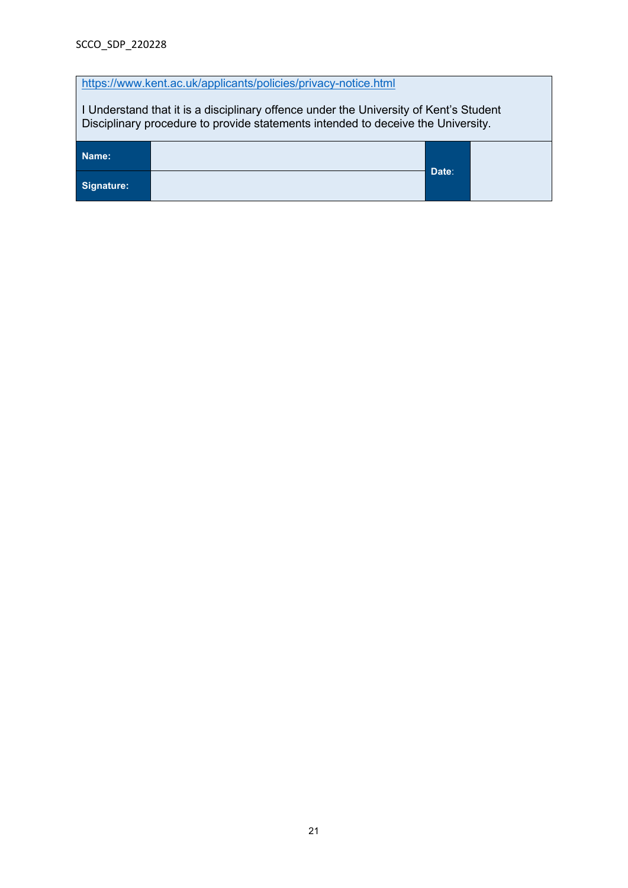https://www.kent.ac.uk/applicants/policies/privacy-notice.html

I Understand that it is a disciplinary offence under the University of Kent's Student Disciplinary procedure to provide statements intended to deceive the University.

| | | | |
|---|---|---|---|
| **Name:** | | **Date**: | |
| **Signature:** | | | |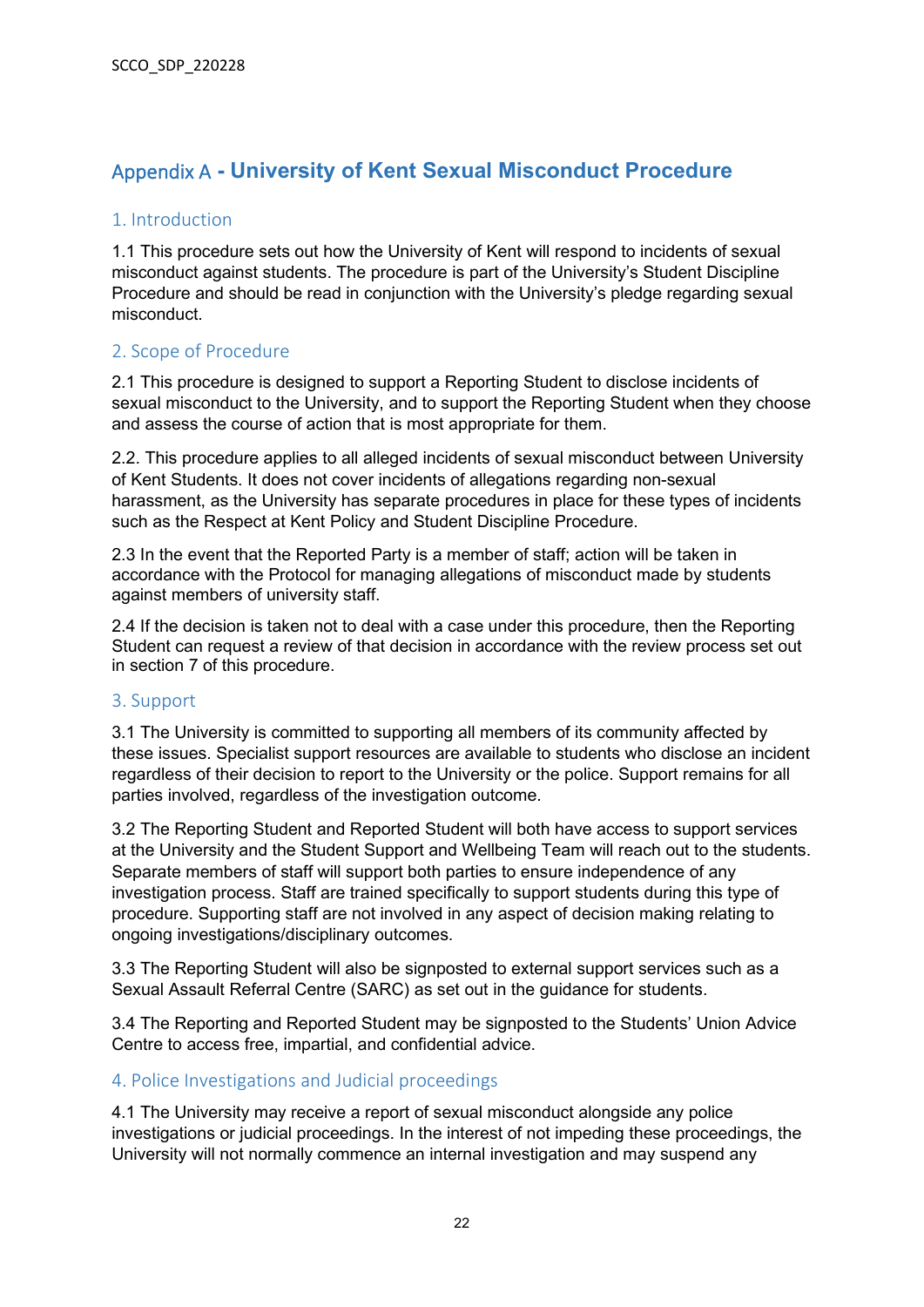# Appendix A - University of Kent Sexual Misconduct Procedure

## 1. Introduction

1.1 This procedure sets out how the University of Kent will respond to incidents of sexual misconduct against students. The procedure is part of the University's Student Discipline Procedure and should be read in conjunction with the University's pledge regarding sexual misconduct.

## 2. Scope of Procedure

2.1 This procedure is designed to support a Reporting Student to disclose incidents of sexual misconduct to the University, and to support the Reporting Student when they choose and assess the course of action that is most appropriate for them.

2.2. This procedure applies to all alleged incidents of sexual misconduct between University of Kent Students. It does not cover incidents of allegations regarding non-sexual harassment, as the University has separate procedures in place for these types of incidents such as the Respect at Kent Policy and Student Discipline Procedure.

2.3 In the event that the Reported Party is a member of staff; action will be taken in accordance with the Protocol for managing allegations of misconduct made by students against members of university staff.

2.4 If the decision is taken not to deal with a case under this procedure, then the Reporting Student can request a review of that decision in accordance with the review process set out in section 7 of this procedure.

## 3. Support

3.1 The University is committed to supporting all members of its community affected by these issues. Specialist support resources are available to students who disclose an incident regardless of their decision to report to the University or the police. Support remains for all parties involved, regardless of the investigation outcome.

3.2 The Reporting Student and Reported Student will both have access to support services at the University and the Student Support and Wellbeing Team will reach out to the students. Separate members of staff will support both parties to ensure independence of any investigation process. Staff are trained specifically to support students during this type of procedure. Supporting staff are not involved in any aspect of decision making relating to ongoing investigations/disciplinary outcomes.

3.3 The Reporting Student will also be signposted to external support services such as a Sexual Assault Referral Centre (SARC) as set out in the guidance for students.

3.4 The Reporting and Reported Student may be signposted to the Students' Union Advice Centre to access free, impartial, and confidential advice.

## 4. Police Investigations and Judicial proceedings

4.1 The University may receive a report of sexual misconduct alongside any police investigations or judicial proceedings. In the interest of not impeding these proceedings, the University will not normally commence an internal investigation and may suspend any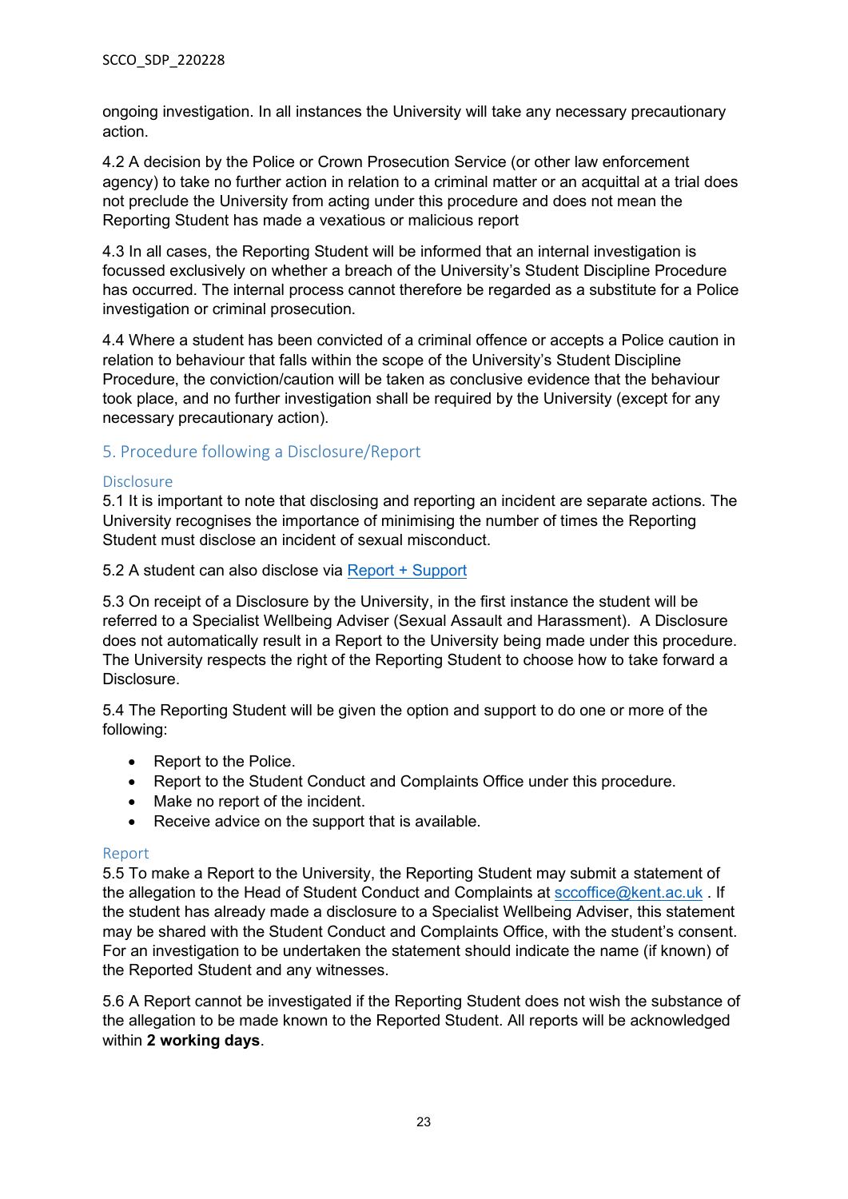ongoing investigation. In all instances the University will take any necessary precautionary action.

4.2 A decision by the Police or Crown Prosecution Service (or other law enforcement agency) to take no further action in relation to a criminal matter or an acquittal at a trial does not preclude the University from acting under this procedure and does not mean the Reporting Student has made a vexatious or malicious report

4.3 In all cases, the Reporting Student will be informed that an internal investigation is focussed exclusively on whether a breach of the University's Student Discipline Procedure has occurred. The internal process cannot therefore be regarded as a substitute for a Police investigation or criminal prosecution.

4.4 Where a student has been convicted of a criminal offence or accepts a Police caution in relation to behaviour that falls within the scope of the University's Student Discipline Procedure, the conviction/caution will be taken as conclusive evidence that the behaviour took place, and no further investigation shall be required by the University (except for any necessary precautionary action).

## 5. Procedure following a Disclosure/Report

### Disclosure

5.1 It is important to note that disclosing and reporting an incident are separate actions. The University recognises the importance of minimising the number of times the Reporting Student must disclose an incident of sexual misconduct.

5.2 A student can also disclose via [Report + Support]

5.3 On receipt of a Disclosure by the University, in the first instance the student will be referred to a Specialist Wellbeing Adviser (Sexual Assault and Harassment). A Disclosure does not automatically result in a Report to the University being made under this procedure. The University respects the right of the Reporting Student to choose how to take forward a Disclosure.

5.4 The Reporting Student will be given the option and support to do one or more of the following:

- Report to the Police.
- Report to the Student Conduct and Complaints Office under this procedure.
- Make no report of the incident.
- Receive advice on the support that is available.

### Report

5.5 To make a Report to the University, the Reporting Student may submit a statement of the allegation to the Head of Student Conduct and Complaints at sccoffice@kent.ac.uk . If the student has already made a disclosure to a Specialist Wellbeing Adviser, this statement may be shared with the Student Conduct and Complaints Office, with the student's consent. For an investigation to be undertaken the statement should indicate the name (if known) of the Reported Student and any witnesses.

5.6 A Report cannot be investigated if the Reporting Student does not wish the substance of the allegation to be made known to the Reported Student. All reports will be acknowledged within **2 working days**.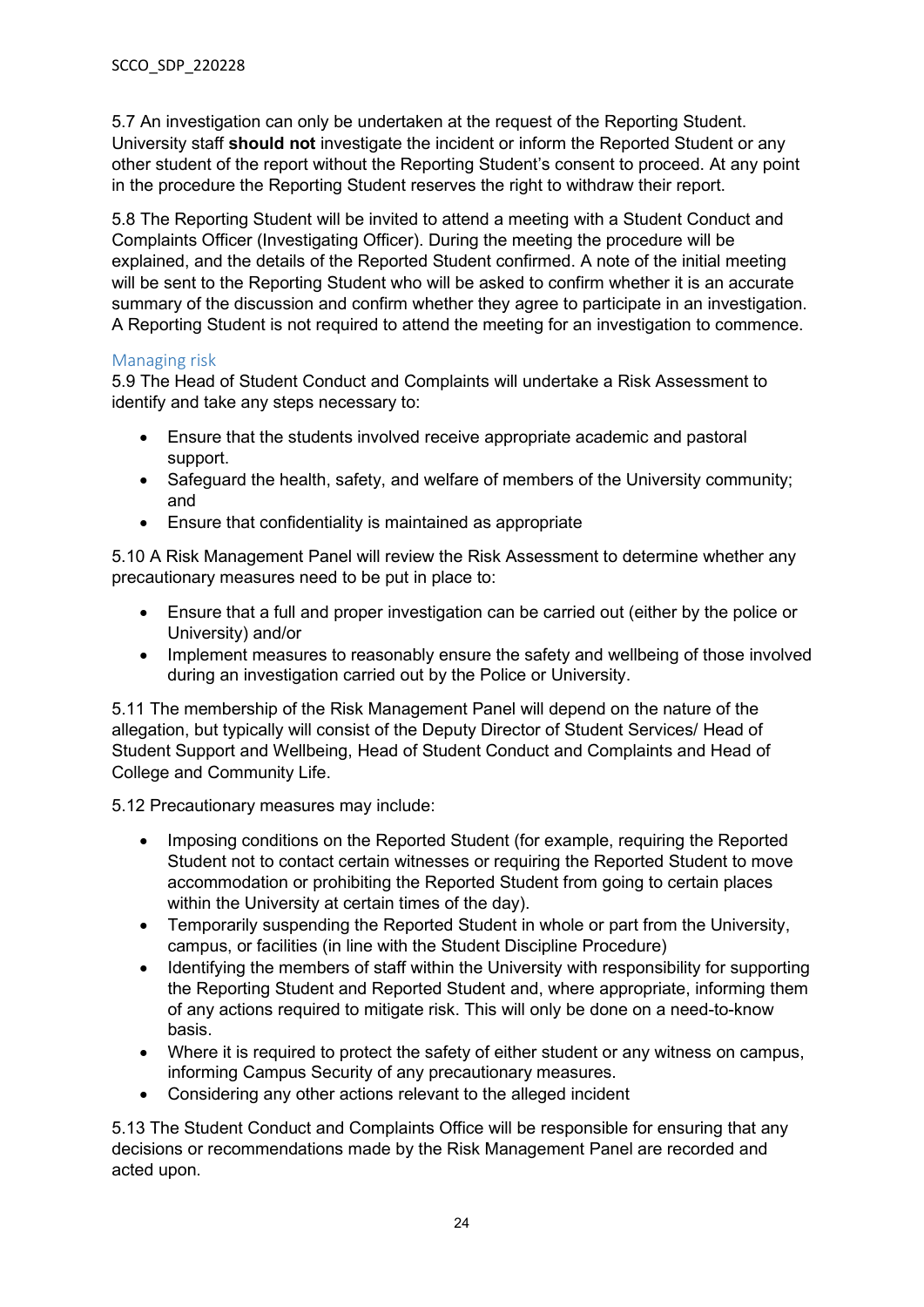5.7 An investigation can only be undertaken at the request of the Reporting Student. University staff **should not** investigate the incident or inform the Reported Student or any other student of the report without the Reporting Student's consent to proceed. At any point in the procedure the Reporting Student reserves the right to withdraw their report.

5.8 The Reporting Student will be invited to attend a meeting with a Student Conduct and Complaints Officer (Investigating Officer). During the meeting the procedure will be explained, and the details of the Reported Student confirmed. A note of the initial meeting will be sent to the Reporting Student who will be asked to confirm whether it is an accurate summary of the discussion and confirm whether they agree to participate in an investigation. A Reporting Student is not required to attend the meeting for an investigation to commence.

### Managing risk

5.9 The Head of Student Conduct and Complaints will undertake a Risk Assessment to identify and take any steps necessary to:

- Ensure that the students involved receive appropriate academic and pastoral support.
- Safeguard the health, safety, and welfare of members of the University community; and
- Ensure that confidentiality is maintained as appropriate

5.10 A Risk Management Panel will review the Risk Assessment to determine whether any precautionary measures need to be put in place to:

- Ensure that a full and proper investigation can be carried out (either by the police or University) and/or
- Implement measures to reasonably ensure the safety and wellbeing of those involved during an investigation carried out by the Police or University.

5.11 The membership of the Risk Management Panel will depend on the nature of the allegation, but typically will consist of the Deputy Director of Student Services/ Head of Student Support and Wellbeing, Head of Student Conduct and Complaints and Head of College and Community Life.

5.12 Precautionary measures may include:

- Imposing conditions on the Reported Student (for example, requiring the Reported Student not to contact certain witnesses or requiring the Reported Student to move accommodation or prohibiting the Reported Student from going to certain places within the University at certain times of the day).
- Temporarily suspending the Reported Student in whole or part from the University, campus, or facilities (in line with the Student Discipline Procedure)
- Identifying the members of staff within the University with responsibility for supporting the Reporting Student and Reported Student and, where appropriate, informing them of any actions required to mitigate risk. This will only be done on a need-to-know basis.
- Where it is required to protect the safety of either student or any witness on campus, informing Campus Security of any precautionary measures.
- Considering any other actions relevant to the alleged incident

5.13 The Student Conduct and Complaints Office will be responsible for ensuring that any decisions or recommendations made by the Risk Management Panel are recorded and acted upon.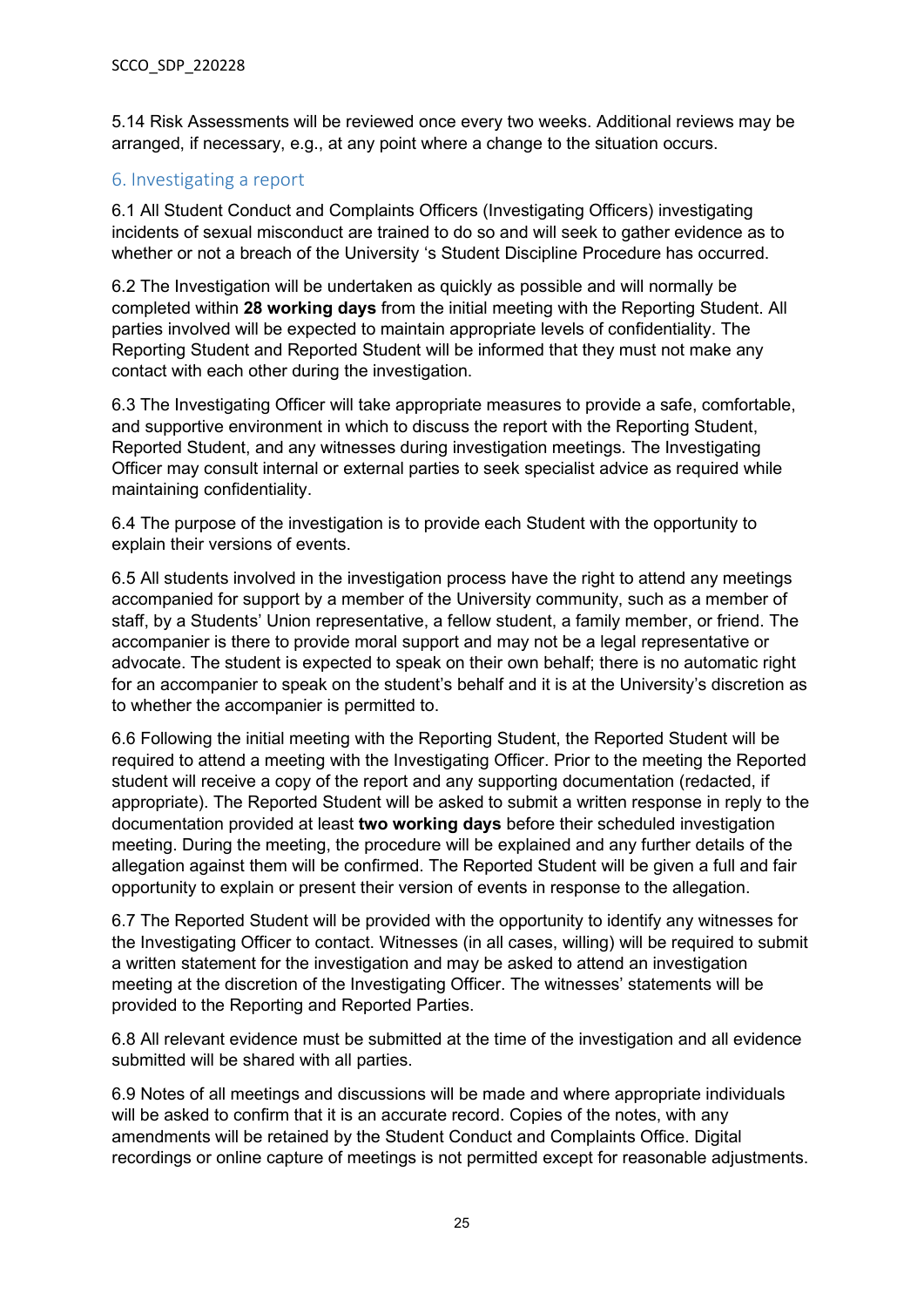5.14 Risk Assessments will be reviewed once every two weeks. Additional reviews may be arranged, if necessary, e.g., at any point where a change to the situation occurs.

## 6. Investigating a report

6.1 All Student Conduct and Complaints Officers (Investigating Officers) investigating incidents of sexual misconduct are trained to do so and will seek to gather evidence as to whether or not a breach of the University 's Student Discipline Procedure has occurred.

6.2 The Investigation will be undertaken as quickly as possible and will normally be completed within **28 working days** from the initial meeting with the Reporting Student. All parties involved will be expected to maintain appropriate levels of confidentiality. The Reporting Student and Reported Student will be informed that they must not make any contact with each other during the investigation.

6.3 The Investigating Officer will take appropriate measures to provide a safe, comfortable, and supportive environment in which to discuss the report with the Reporting Student, Reported Student, and any witnesses during investigation meetings. The Investigating Officer may consult internal or external parties to seek specialist advice as required while maintaining confidentiality.

6.4 The purpose of the investigation is to provide each Student with the opportunity to explain their versions of events.

6.5 All students involved in the investigation process have the right to attend any meetings accompanied for support by a member of the University community, such as a member of staff, by a Students' Union representative, a fellow student, a family member, or friend. The accompanier is there to provide moral support and may not be a legal representative or advocate. The student is expected to speak on their own behalf; there is no automatic right for an accompanier to speak on the student's behalf and it is at the University's discretion as to whether the accompanier is permitted to.

6.6 Following the initial meeting with the Reporting Student, the Reported Student will be required to attend a meeting with the Investigating Officer. Prior to the meeting the Reported student will receive a copy of the report and any supporting documentation (redacted, if appropriate). The Reported Student will be asked to submit a written response in reply to the documentation provided at least **two working days** before their scheduled investigation meeting. During the meeting, the procedure will be explained and any further details of the allegation against them will be confirmed. The Reported Student will be given a full and fair opportunity to explain or present their version of events in response to the allegation.

6.7 The Reported Student will be provided with the opportunity to identify any witnesses for the Investigating Officer to contact. Witnesses (in all cases, willing) will be required to submit a written statement for the investigation and may be asked to attend an investigation meeting at the discretion of the Investigating Officer. The witnesses' statements will be provided to the Reporting and Reported Parties.

6.8 All relevant evidence must be submitted at the time of the investigation and all evidence submitted will be shared with all parties.

6.9 Notes of all meetings and discussions will be made and where appropriate individuals will be asked to confirm that it is an accurate record. Copies of the notes, with any amendments will be retained by the Student Conduct and Complaints Office. Digital recordings or online capture of meetings is not permitted except for reasonable adjustments.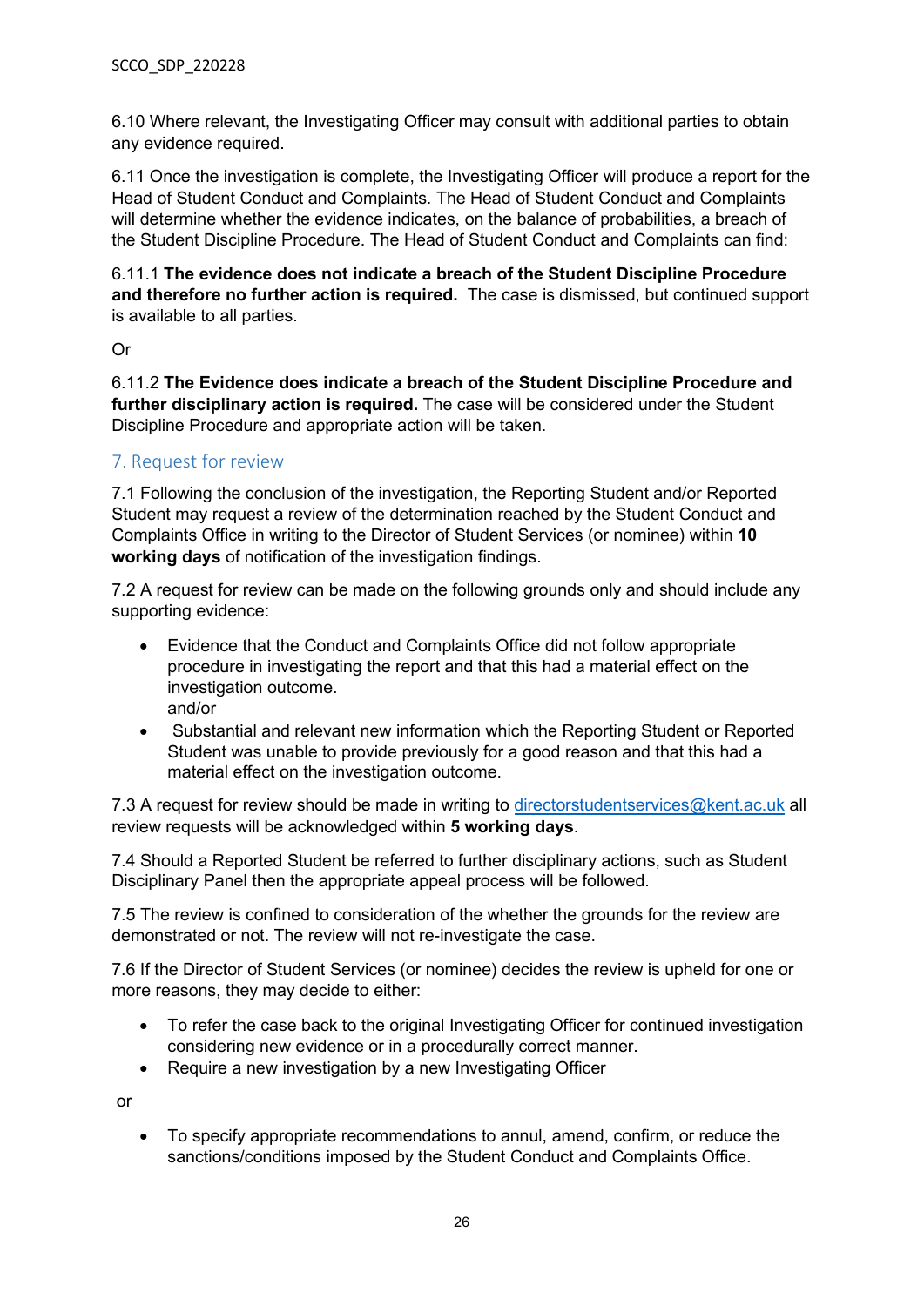6.10 Where relevant, the Investigating Officer may consult with additional parties to obtain any evidence required.

6.11 Once the investigation is complete, the Investigating Officer will produce a report for the Head of Student Conduct and Complaints. The Head of Student Conduct and Complaints will determine whether the evidence indicates, on the balance of probabilities, a breach of the Student Discipline Procedure. The Head of Student Conduct and Complaints can find:

6.11.1 **The evidence does not indicate a breach of the Student Discipline Procedure and therefore no further action is required.** The case is dismissed, but continued support is available to all parties.

Or

6.11.2 **The Evidence does indicate a breach of the Student Discipline Procedure and further disciplinary action is required.** The case will be considered under the Student Discipline Procedure and appropriate action will be taken.

## 7. Request for review

7.1 Following the conclusion of the investigation, the Reporting Student and/or Reported Student may request a review of the determination reached by the Student Conduct and Complaints Office in writing to the Director of Student Services (or nominee) within **10 working days** of notification of the investigation findings.

7.2 A request for review can be made on the following grounds only and should include any supporting evidence:

- Evidence that the Conduct and Complaints Office did not follow appropriate procedure in investigating the report and that this had a material effect on the investigation outcome.
  and/or
- Substantial and relevant new information which the Reporting Student or Reported Student was unable to provide previously for a good reason and that this had a material effect on the investigation outcome.

7.3 A request for review should be made in writing to directorstudentservices@kent.ac.uk all review requests will be acknowledged within **5 working days**.

7.4 Should a Reported Student be referred to further disciplinary actions, such as Student Disciplinary Panel then the appropriate appeal process will be followed.

7.5 The review is confined to consideration of the whether the grounds for the review are demonstrated or not. The review will not re-investigate the case.

7.6 If the Director of Student Services (or nominee) decides the review is upheld for one or more reasons, they may decide to either:

- To refer the case back to the original Investigating Officer for continued investigation considering new evidence or in a procedurally correct manner.
- Require a new investigation by a new Investigating Officer

or

- To specify appropriate recommendations to annul, amend, confirm, or reduce the sanctions/conditions imposed by the Student Conduct and Complaints Office.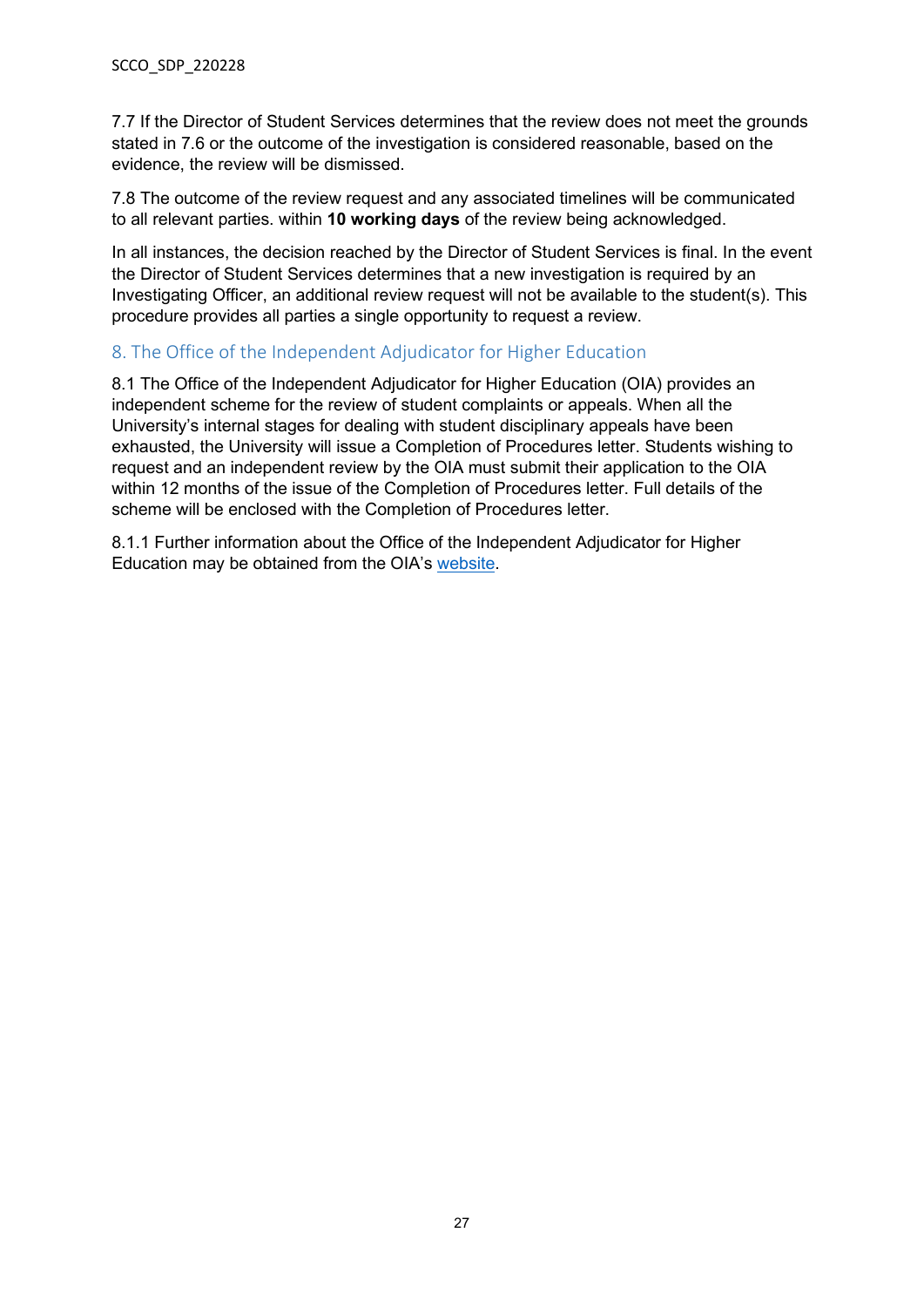7.7 If the Director of Student Services determines that the review does not meet the grounds stated in 7.6 or the outcome of the investigation is considered reasonable, based on the evidence, the review will be dismissed.

7.8 The outcome of the review request and any associated timelines will be communicated to all relevant parties. within **10 working days** of the review being acknowledged.

In all instances, the decision reached by the Director of Student Services is final. In the event the Director of Student Services determines that a new investigation is required by an Investigating Officer, an additional review request will not be available to the student(s). This procedure provides all parties a single opportunity to request a review.

## 8. The Office of the Independent Adjudicator for Higher Education

8.1 The Office of the Independent Adjudicator for Higher Education (OIA) provides an independent scheme for the review of student complaints or appeals. When all the University's internal stages for dealing with student disciplinary appeals have been exhausted, the University will issue a Completion of Procedures letter. Students wishing to request and an independent review by the OIA must submit their application to the OIA within 12 months of the issue of the Completion of Procedures letter. Full details of the scheme will be enclosed with the Completion of Procedures letter.

8.1.1 Further information about the Office of the Independent Adjudicator for Higher Education may be obtained from the OIA's website.